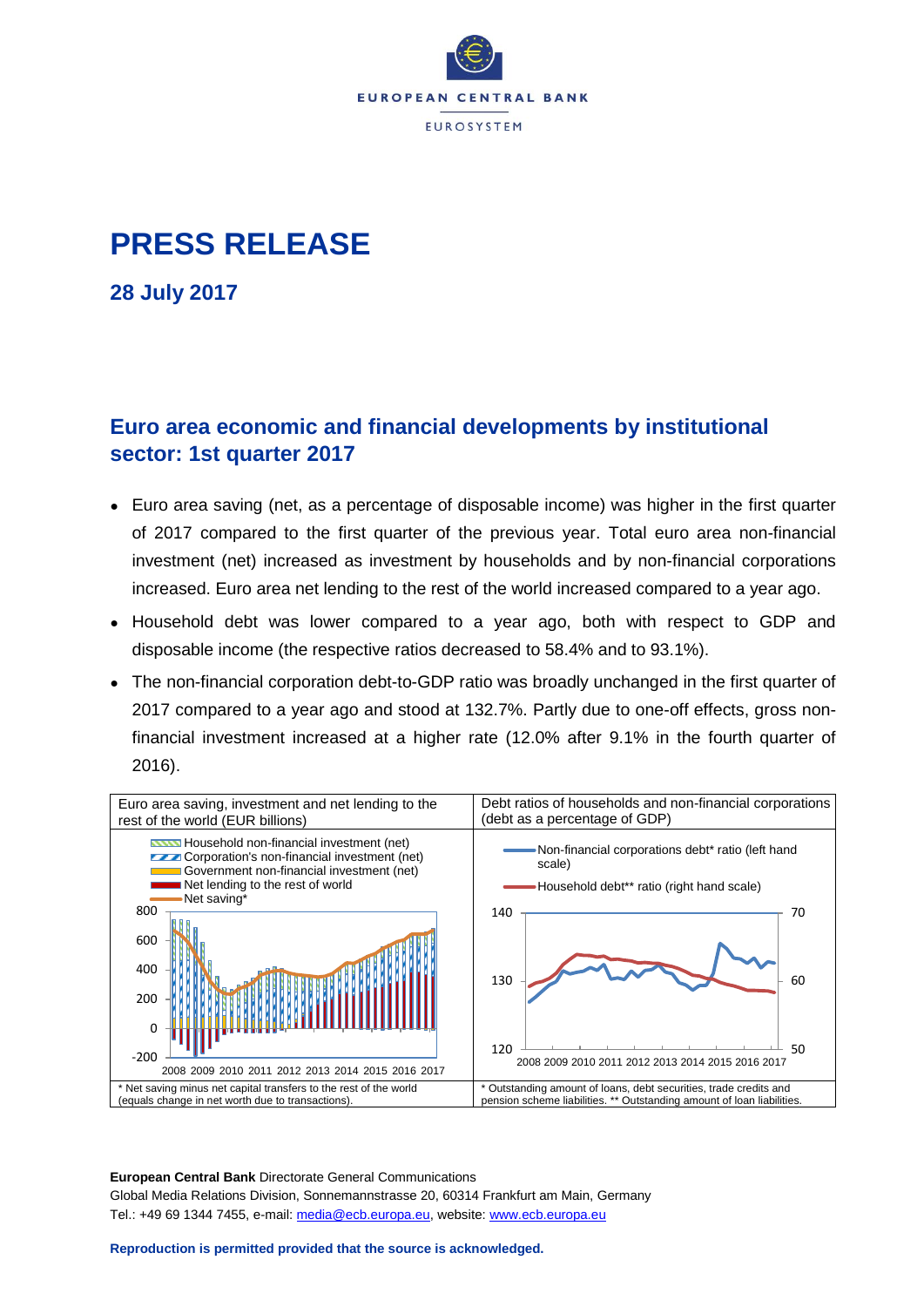# PRESS RELEASE

## 28 July 2017

## Euro area economic and financial developments by institutional sector: 1st quarter 2017

- Euro area saving (net, as a percentage of disposable income) was higher in the first quarter of 2017 compared to the first quarter of the previous year. Total euro area non-financial investment (net) increased as investment by households and by non-financial corporations increased. Euro area net lending to the rest of the world increased compared to a year ago.
- Household debt was lower compared to a year ago, both with respect to GDP and disposable income (the respective ratios decreased to 58.4% and to 93.1%).
- The non-financial corporation debt-to-GDP ratio was broadly unchanged in the first quarter of 2017 compared to a year ago and stood at 132.7%. Partly due to one-off effects, gross non-financial investment increased at a higher rate (12.0% after 9.1% in the fourth quarter of 2016).

| Euro area saving, investment and net lending to the rest of the world (EUR billions) | Debt ratios of households and non-financial corporations (debt as a percentage of GDP) |
|---|---|
| * Net saving minus net capital transfers to the rest of the world (equals change in net worth due to transactions). | * Outstanding amount of loans, debt securities, trade credits and pension scheme liabilities. ** Outstanding amount of loan liabilities. |

**European Central Bank** Directorate General Communications
Global Media Relations Division, Sonnemannstrasse 20, 60314 Frankfurt am Main, Germany
Tel.: +49 69 1344 7455, e-mail: media@ecb.europa.eu, website: www.ecb.europa.eu

**Reproduction is permitted provided that the source is acknowledged.**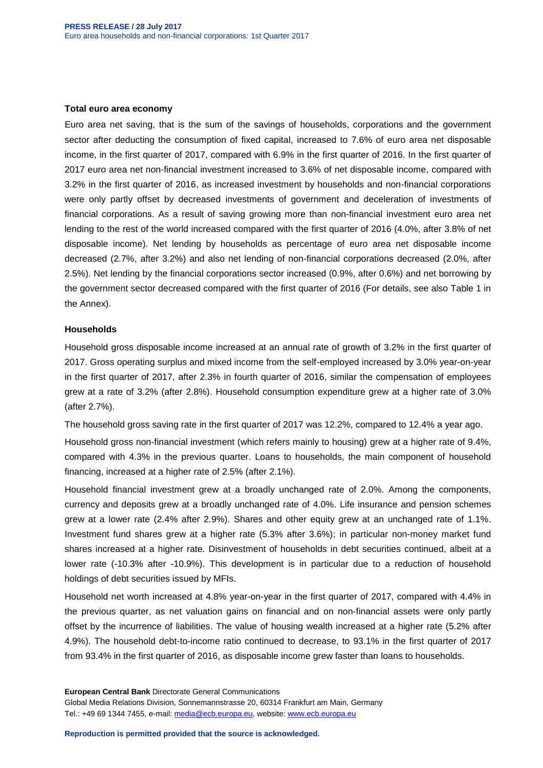### Total euro area economy

Euro area net saving, that is the sum of the savings of households, corporations and the government sector after deducting the consumption of fixed capital, increased to 7.6% of euro area net disposable income, in the first quarter of 2017, compared with 6.9% in the first quarter of 2016. In the first quarter of 2017 euro area net non-financial investment increased to 3.6% of net disposable income, compared with 3.2% in the first quarter of 2016, as increased investment by households and non-financial corporations were only partly offset by decreased investments of government and deceleration of investments of financial corporations. As a result of saving growing more than non-financial investment euro area net lending to the rest of the world increased compared with the first quarter of 2016 (4.0%, after 3.8% of net disposable income). Net lending by households as percentage of euro area net disposable income decreased (2.7%, after 3.2%) and also net lending of non-financial corporations decreased (2.0%, after 2.5%). Net lending by the financial corporations sector increased (0.9%, after 0.6%) and net borrowing by the government sector decreased compared with the first quarter of 2016 (For details, see also Table 1 in the Annex).

### Households

Household gross disposable income increased at an annual rate of growth of 3.2% in the first quarter of 2017. Gross operating surplus and mixed income from the self-employed increased by 3.0% year-on-year in the first quarter of 2017, after 2.3% in fourth quarter of 2016, similar the compensation of employees grew at a rate of 3.2% (after 2.8%). Household consumption expenditure grew at a higher rate of 3.0% (after 2.7%).

The household gross saving rate in the first quarter of 2017 was 12.2%, compared to 12.4% a year ago.

Household gross non-financial investment (which refers mainly to housing) grew at a higher rate of 9.4%, compared with 4.3% in the previous quarter. Loans to households, the main component of household financing, increased at a higher rate of 2.5% (after 2.1%).

Household financial investment grew at a broadly unchanged rate of 2.0%. Among the components, currency and deposits grew at a broadly unchanged rate of 4.0%. Life insurance and pension schemes grew at a lower rate (2.4% after 2.9%). Shares and other equity grew at an unchanged rate of 1.1%. Investment fund shares grew at a higher rate (5.3% after 3.6%); in particular non-money market fund shares increased at a higher rate. Disinvestment of households in debt securities continued, albeit at a lower rate (-10.3% after -10.9%). This development is in particular due to a reduction of household holdings of debt securities issued by MFIs.

Household net worth increased at 4.8% year-on-year in the first quarter of 2017, compared with 4.4% in the previous quarter, as net valuation gains on financial and on non-financial assets were only partly offset by the incurrence of liabilities. The value of housing wealth increased at a higher rate (5.2% after 4.9%). The household debt-to-income ratio continued to decrease, to 93.1% in the first quarter of 2017 from 93.4% in the first quarter of 2016, as disposable income grew faster than loans to households.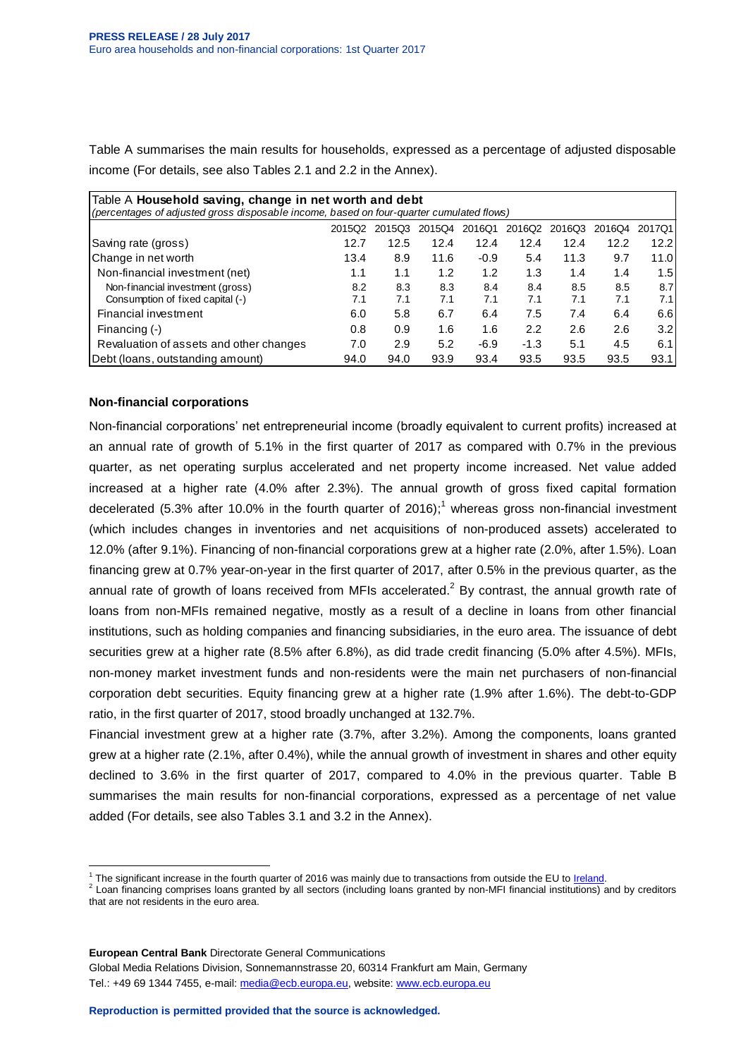Table A summarises the main results for households, expressed as a percentage of adjusted disposable income (For details, see also Tables 2.1 and 2.2 in the Annex).

**Table A Household saving, change in net worth and debt**
*(percentages of adjusted gross disposable income, based on four-quarter cumulated flows)*

| | 2015Q2 | 2015Q3 | 2015Q4 | 2016Q1 | 2016Q2 | 2016Q3 | 2016Q4 | 2017Q1 |
|---|---|---|---|---|---|---|---|---|
| Saving rate (gross) | 12.7 | 12.5 | 12.4 | 12.4 | 12.4 | 12.4 | 12.2 | 12.2 |
| Change in net worth | 13.4 | 8.9 | 11.6 | -0.9 | 5.4 | 11.3 | 9.7 | 11.0 |
| Non-financial investment (net) | 1.1 | 1.1 | 1.2 | 1.2 | 1.3 | 1.4 | 1.4 | 1.5 |
| Non-financial investment (gross) | 8.2 | 8.3 | 8.3 | 8.4 | 8.4 | 8.5 | 8.5 | 8.7 |
| Consumption of fixed capital (-) | 7.1 | 7.1 | 7.1 | 7.1 | 7.1 | 7.1 | 7.1 | 7.1 |
| Financial investment | 6.0 | 5.8 | 6.7 | 6.4 | 7.5 | 7.4 | 6.4 | 6.6 |
| Financing (-) | 0.8 | 0.9 | 1.6 | 1.6 | 2.2 | 2.6 | 2.6 | 3.2 |
| Revaluation of assets and other changes | 7.0 | 2.9 | 5.2 | -6.9 | -1.3 | 5.1 | 4.5 | 6.1 |
| Debt (loans, outstanding amount) | 94.0 | 94.0 | 93.9 | 93.4 | 93.5 | 93.5 | 93.5 | 93.1 |

### Non-financial corporations

Non-financial corporations' net entrepreneurial income (broadly equivalent to current profits) increased at an annual rate of growth of 5.1% in the first quarter of 2017 as compared with 0.7% in the previous quarter, as net operating surplus accelerated and net property income increased. Net value added increased at a higher rate (4.0% after 2.3%). The annual growth of gross fixed capital formation decelerated (5.3% after 10.0% in the fourth quarter of 2016);[1] whereas gross non-financial investment (which includes changes in inventories and net acquisitions of non-produced assets) accelerated to 12.0% (after 9.1%). Financing of non-financial corporations grew at a higher rate (2.0%, after 1.5%). Loan financing grew at 0.7% year-on-year in the first quarter of 2017, after 0.5% in the previous quarter, as the annual rate of growth of loans received from MFIs accelerated.[2] By contrast, the annual growth rate of loans from non-MFIs remained negative, mostly as a result of a decline in loans from other financial institutions, such as holding companies and financing subsidiaries, in the euro area. The issuance of debt securities grew at a higher rate (8.5% after 6.8%), as did trade credit financing (5.0% after 4.5%). MFIs, non-money market investment funds and non-residents were the main net purchasers of non-financial corporation debt securities. Equity financing grew at a higher rate (1.9% after 1.6%). The debt-to-GDP ratio, in the first quarter of 2017, stood broadly unchanged at 132.7%.

Financial investment grew at a higher rate (3.7%, after 3.2%). Among the components, loans granted grew at a higher rate (2.1%, after 0.4%), while the annual growth of investment in shares and other equity declined to 3.6% in the first quarter of 2017, compared to 4.0% in the previous quarter. Table B summarises the main results for non-financial corporations, expressed as a percentage of net value added (For details, see also Tables 3.1 and 3.2 in the Annex).

---

[1] The significant increase in the fourth quarter of 2016 was mainly due to transactions from outside the EU to Ireland.

[2] Loan financing comprises loans granted by all sectors (including loans granted by non-MFI financial institutions) and by creditors that are not residents in the euro area.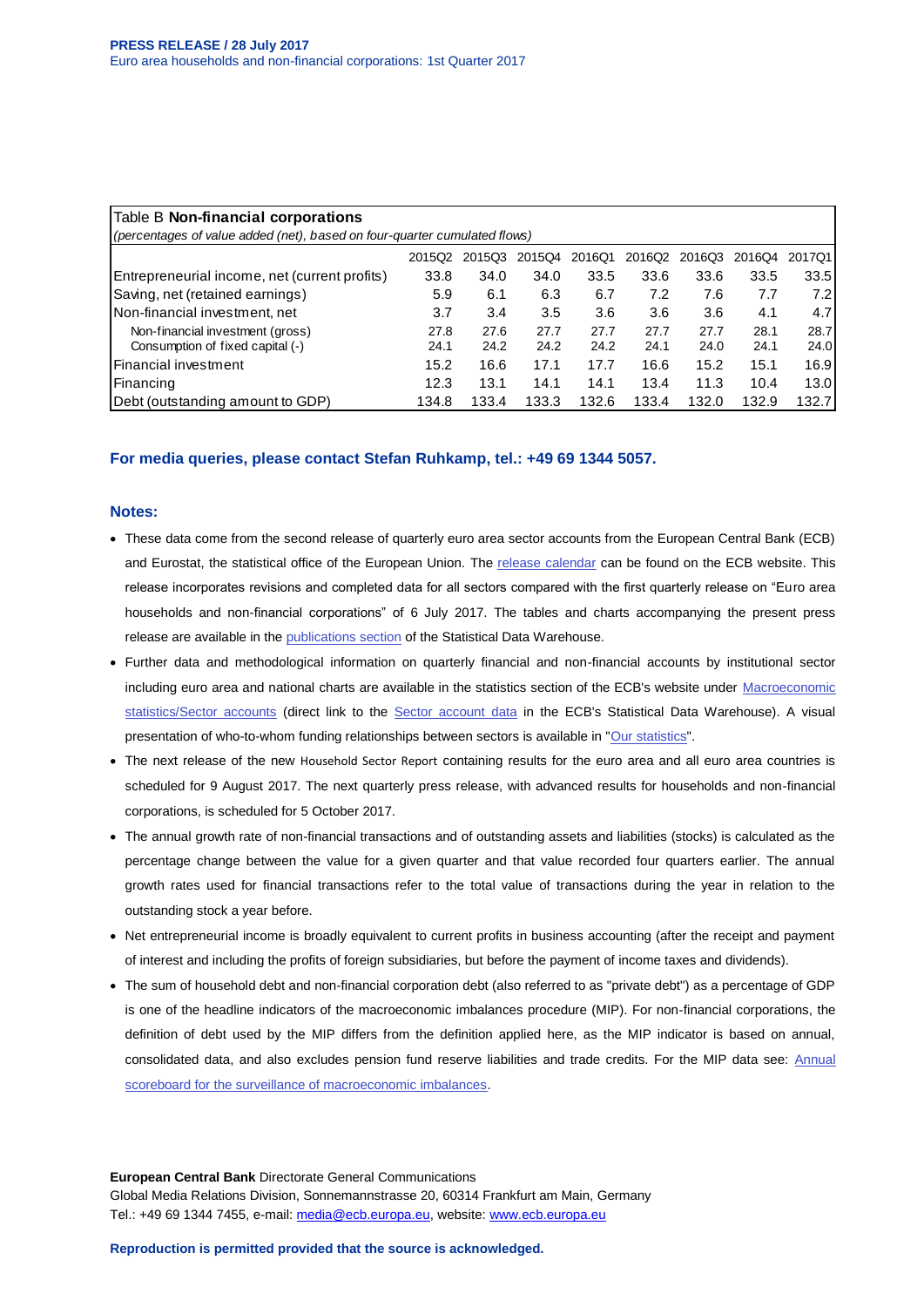| Table B **Non-financial corporations** *(percentages of value added (net), based on four-quarter cumulated flows)* | | | | | | | | |
|---|---|---|---|---|---|---|---|---|
| | 2015Q2 | 2015Q3 | 2015Q4 | 2016Q1 | 2016Q2 | 2016Q3 | 2016Q4 | 2017Q1 |
| Entrepreneurial income, net (current profits) | 33.8 | 34.0 | 34.0 | 33.5 | 33.6 | 33.6 | 33.5 | 33.5 |
| Saving, net (retained earnings) | 5.9 | 6.1 | 6.3 | 6.7 | 7.2 | 7.6 | 7.7 | 7.2 |
| Non-financial investment, net | 3.7 | 3.4 | 3.5 | 3.6 | 3.6 | 3.6 | 4.1 | 4.7 |
| Non-financial investment (gross) | 27.8 | 27.6 | 27.7 | 27.7 | 27.7 | 27.7 | 28.1 | 28.7 |
| Consumption of fixed capital (-) | 24.1 | 24.2 | 24.2 | 24.2 | 24.1 | 24.0 | 24.1 | 24.0 |
| Financial investment | 15.2 | 16.6 | 17.1 | 17.7 | 16.6 | 15.2 | 15.1 | 16.9 |
| Financing | 12.3 | 13.1 | 14.1 | 14.1 | 13.4 | 11.3 | 10.4 | 13.0 |
| Debt (outstanding amount to GDP) | 134.8 | 133.4 | 133.3 | 132.6 | 133.4 | 132.0 | 132.9 | 132.7 |

**For media queries, please contact Stefan Ruhkamp, tel.: +49 69 1344 5057.**

## Notes:

- These data come from the second release of quarterly euro area sector accounts from the European Central Bank (ECB) and Eurostat, the statistical office of the European Union. The release calendar can be found on the ECB website. This release incorporates revisions and completed data for all sectors compared with the first quarterly release on "Euro area households and non-financial corporations" of 6 July 2017. The tables and charts accompanying the present press release are available in the publications section of the Statistical Data Warehouse.
- Further data and methodological information on quarterly financial and non-financial accounts by institutional sector including euro area and national charts are available in the statistics section of the ECB's website under Macroeconomic statistics/Sector accounts (direct link to the Sector account data in the ECB's Statistical Data Warehouse). A visual presentation of who-to-whom funding relationships between sectors is available in "Our statistics".
- The next release of the new Household Sector Report containing results for the euro area and all euro area countries is scheduled for 9 August 2017. The next quarterly press release, with advanced results for households and non-financial corporations, is scheduled for 5 October 2017.
- The annual growth rate of non-financial transactions and of outstanding assets and liabilities (stocks) is calculated as the percentage change between the value for a given quarter and that value recorded four quarters earlier. The annual growth rates used for financial transactions refer to the total value of transactions during the year in relation to the outstanding stock a year before.
- Net entrepreneurial income is broadly equivalent to current profits in business accounting (after the receipt and payment of interest and including the profits of foreign subsidiaries, but before the payment of income taxes and dividends).
- The sum of household debt and non-financial corporation debt (also referred to as "private debt") as a percentage of GDP is one of the headline indicators of the macroeconomic imbalances procedure (MIP). For non-financial corporations, the definition of debt used by the MIP differs from the definition applied here, as the MIP indicator is based on annual, consolidated data, and also excludes pension fund reserve liabilities and trade credits. For the MIP data see: Annual scoreboard for the surveillance of macroeconomic imbalances.

**European Central Bank** Directorate General Communications
Global Media Relations Division, Sonnemannstrasse 20, 60314 Frankfurt am Main, Germany
Tel.: +49 69 1344 7455, e-mail: media@ecb.europa.eu, website: www.ecb.europa.eu

**Reproduction is permitted provided that the source is acknowledged.**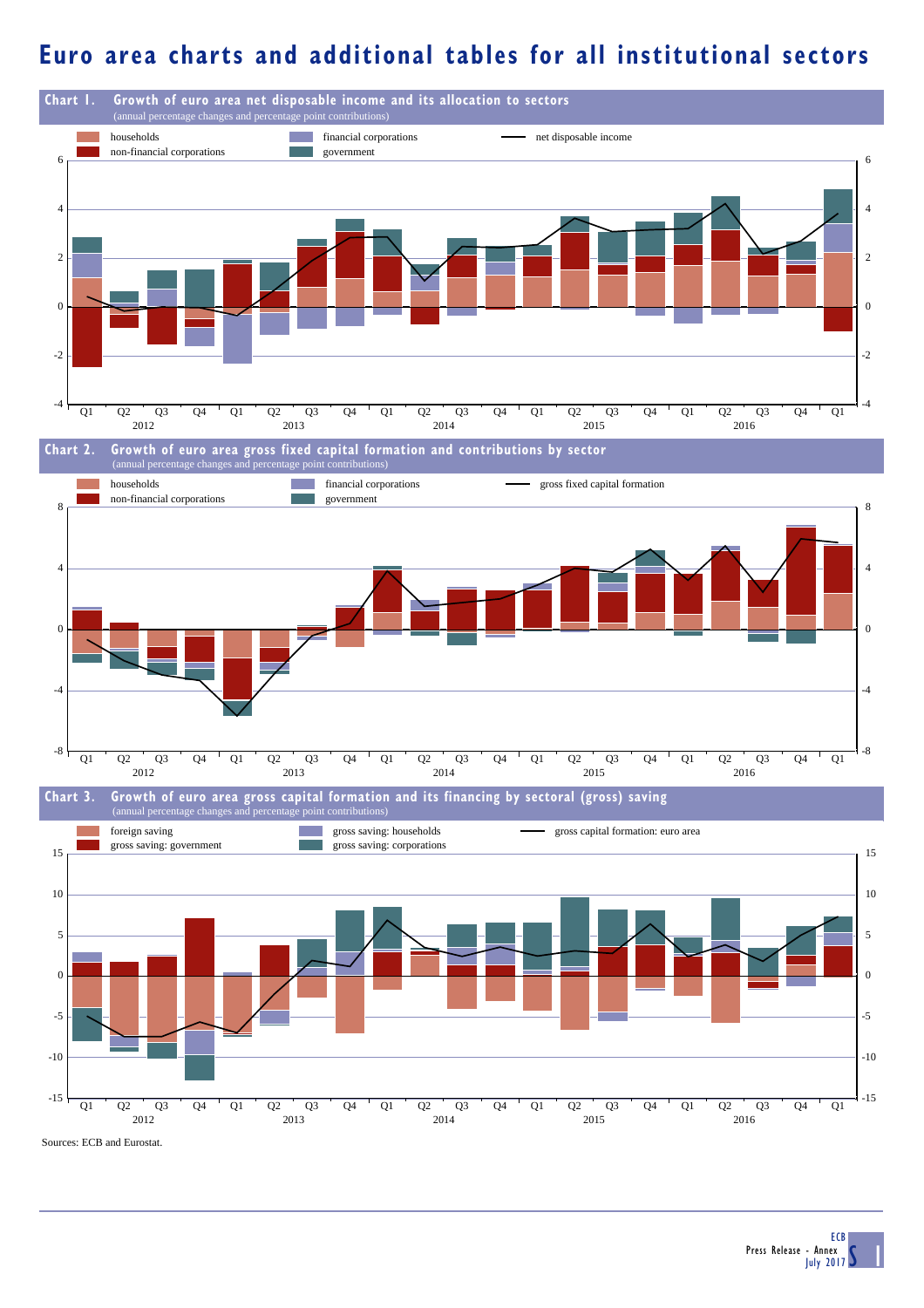# Euro area charts and additional tables for all institutional sectors

**Chart 1. Growth of euro area net disposable income and its allocation to sectors**
(annual percentage changes and percentage point contributions)

Legend: households; non-financial corporations; financial corporations; government; net disposable income

**Chart 2. Growth of euro area gross fixed capital formation and contributions by sector**
(annual percentage changes and percentage point contributions)

Legend: households; non-financial corporations; financial corporations; government; gross fixed capital formation

**Chart 3. Growth of euro area gross capital formation and its financing by sectoral (gross) saving**
(annual percentage changes and percentage point contributions)

Legend: foreign saving; gross saving: government; gross saving: households; gross saving: corporations; gross capital formation: euro area

Sources: ECB and Eurostat.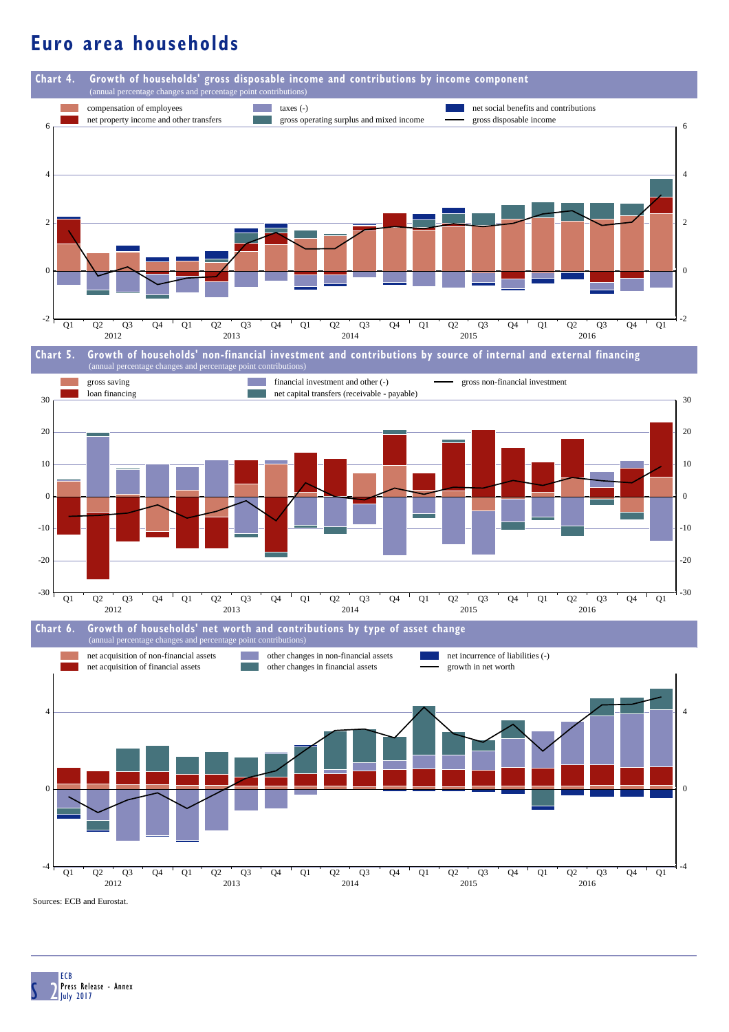# Euro area households

**Chart 4. Growth of households' gross disposable income and contributions by income component**
(annual percentage changes and percentage point contributions)

- compensation of employees
- net property income and other transfers
- taxes (-)
- gross operating surplus and mixed income
- net social benefits and contributions
- gross disposable income

**Chart 5. Growth of households' non-financial investment and contributions by source of internal and external financing**
(annual percentage changes and percentage point contributions)

- gross saving
- loan financing
- financial investment and other (-)
- net capital transfers (receivable - payable)
- gross non-financial investment

**Chart 6. Growth of households' net worth and contributions by type of asset change**
(annual percentage changes and percentage point contributions)

- net acquisition of non-financial assets
- net acquisition of financial assets
- other changes in non-financial assets
- other changes in financial assets
- net incurrence of liabilities (-)
- growth in net worth

Sources: ECB and Eurostat.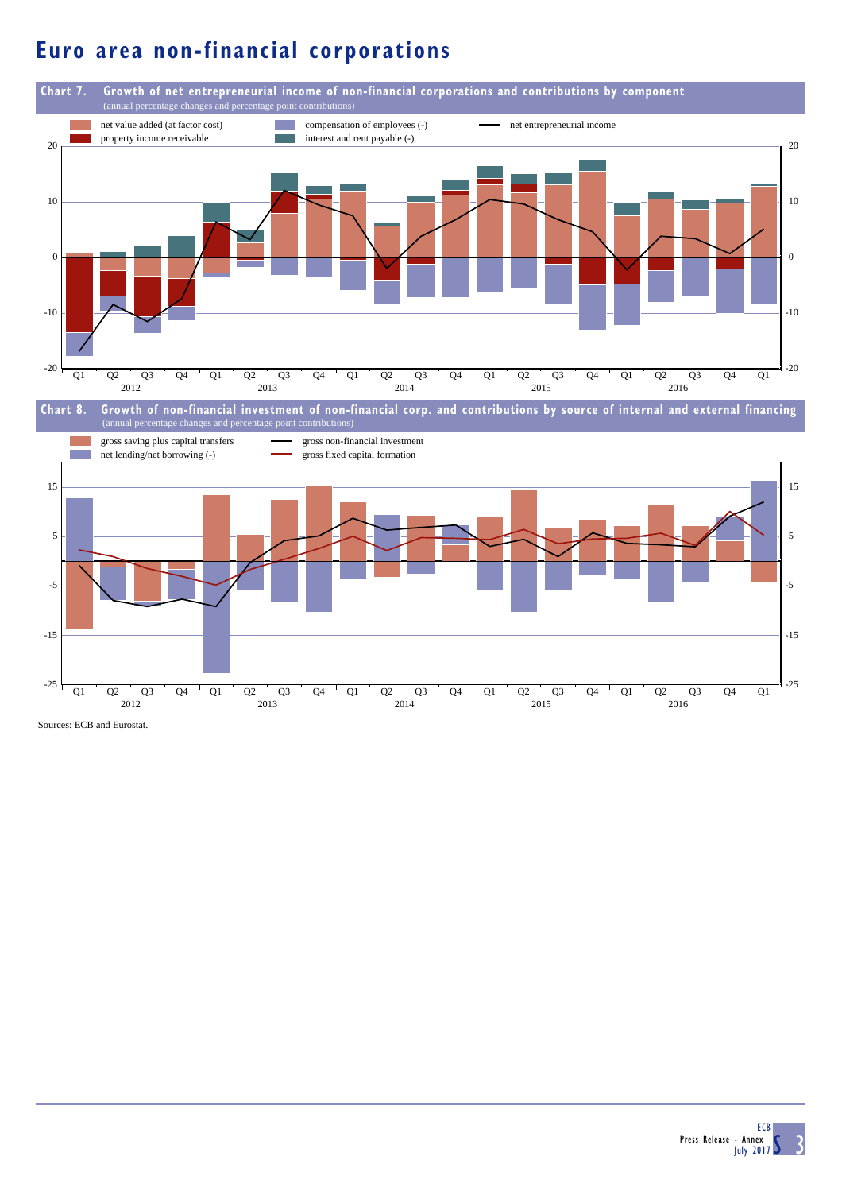# Euro area non-financial corporations

**Chart 7. Growth of net entrepreneurial income of non-financial corporations and contributions by component**
(annual percentage changes and percentage point contributions)

- net value added (at factor cost)
- property income receivable
- compensation of employees (-)
- interest and rent payable (-)
- net entrepreneurial income

**Chart 8. Growth of non-financial investment of non-financial corp. and contributions by source of internal and external financing**
(annual percentage changes and percentage point contributions)

- gross saving plus capital transfers
- net lending/net borrowing (-)
- gross non-financial investment
- gross fixed capital formation

Sources: ECB and Eurostat.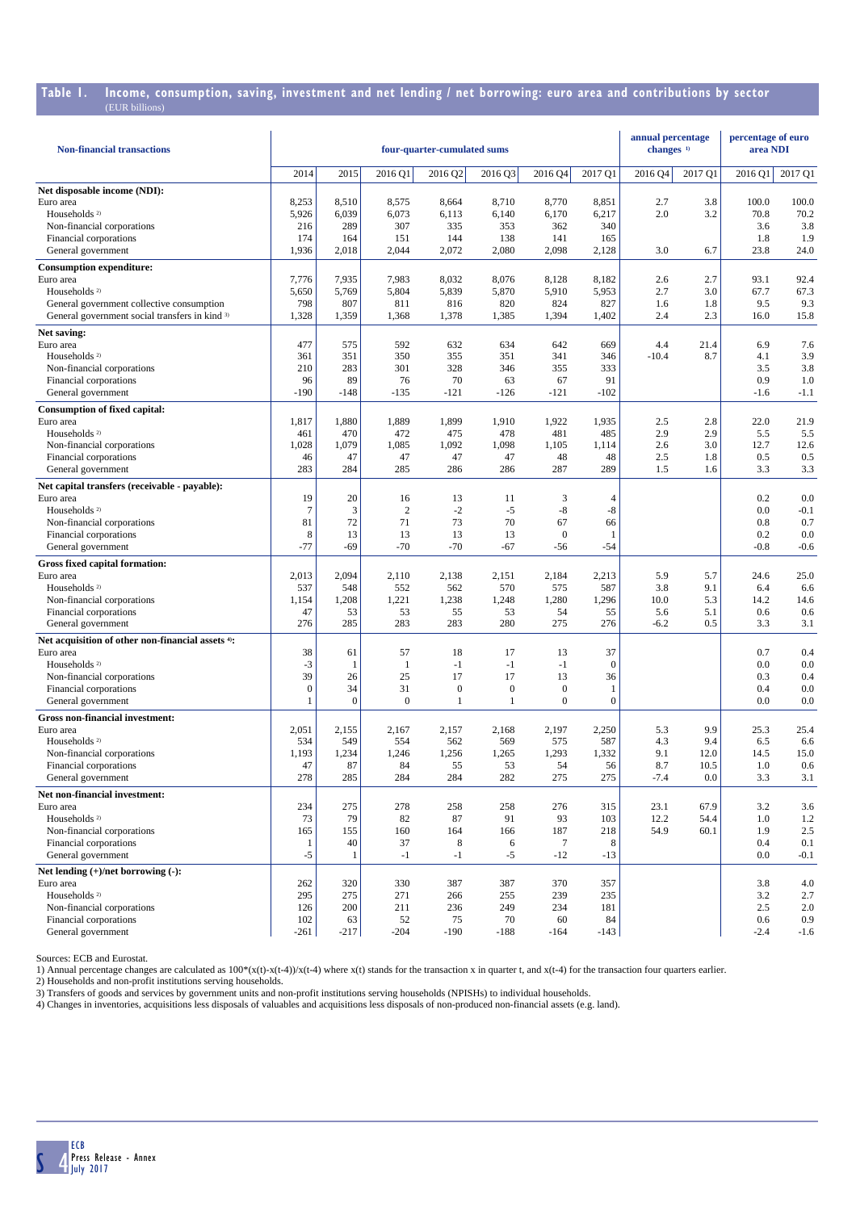## Table 1. Income, consumption, saving, investment and net lending / net borrowing: euro area and contributions by sector

(EUR billions)

| Non-financial transactions | four-quarter-cumulated sums | | | | | | | annual percentage changes [1] | | percentage of euro area NDI | |
|---|---|---|---|---|---|---|---|---|---|---|---|
| | 2014 | 2015 | 2016 Q1 | 2016 Q2 | 2016 Q3 | 2016 Q4 | 2017 Q1 | 2016 Q4 | 2017 Q1 | 2016 Q1 | 2017 Q1 |
| **Net disposable income (NDI):** | | | | | | | | | | | |
| Euro area | 8,253 | 8,510 | 8,575 | 8,664 | 8,710 | 8,770 | 8,851 | 2.7 | 3.8 | 100.0 | 100.0 |
| Households [2] | 5,926 | 6,039 | 6,073 | 6,113 | 6,140 | 6,170 | 6,217 | 2.0 | 3.2 | 70.8 | 70.2 |
| Non-financial corporations | 216 | 289 | 307 | 335 | 353 | 362 | 340 | | | 3.6 | 3.8 |
| Financial corporations | 174 | 164 | 151 | 144 | 138 | 141 | 165 | | | 1.8 | 1.9 |
| General government | 1,936 | 2,018 | 2,044 | 2,072 | 2,080 | 2,098 | 2,128 | 3.0 | 6.7 | 23.8 | 24.0 |
| **Consumption expenditure:** | | | | | | | | | | | |
| Euro area | 7,776 | 7,935 | 7,983 | 8,032 | 8,076 | 8,128 | 8,182 | 2.6 | 2.7 | 93.1 | 92.4 |
| Households [2] | 5,650 | 5,769 | 5,804 | 5,839 | 5,870 | 5,910 | 5,953 | 2.7 | 3.0 | 67.7 | 67.3 |
| General government collective consumption | 798 | 807 | 811 | 816 | 820 | 824 | 827 | 1.6 | 1.8 | 9.5 | 9.3 |
| General government social transfers in kind [3] | 1,328 | 1,359 | 1,368 | 1,378 | 1,385 | 1,394 | 1,402 | 2.4 | 2.3 | 16.0 | 15.8 |
| **Net saving:** | | | | | | | | | | | |
| Euro area | 477 | 575 | 592 | 632 | 634 | 642 | 669 | 4.4 | 21.4 | 6.9 | 7.6 |
| Households [2] | 361 | 351 | 350 | 355 | 351 | 341 | 346 | -10.4 | 8.7 | 4.1 | 3.9 |
| Non-financial corporations | 210 | 283 | 301 | 328 | 346 | 355 | 333 | | | 3.5 | 3.8 |
| Financial corporations | 96 | 89 | 76 | 70 | 63 | 67 | 91 | | | 0.9 | 1.0 |
| General government | -190 | -148 | -135 | -121 | -126 | -121 | -102 | | | -1.6 | -1.1 |
| **Consumption of fixed capital:** | | | | | | | | | | | |
| Euro area | 1,817 | 1,880 | 1,889 | 1,899 | 1,910 | 1,922 | 1,935 | 2.5 | 2.8 | 22.0 | 21.9 |
| Households [2] | 461 | 470 | 472 | 475 | 478 | 481 | 485 | 2.9 | 2.9 | 5.5 | 5.5 |
| Non-financial corporations | 1,028 | 1,079 | 1,085 | 1,092 | 1,098 | 1,105 | 1,114 | 2.6 | 3.0 | 12.7 | 12.6 |
| Financial corporations | 46 | 47 | 47 | 47 | 47 | 48 | 48 | 2.5 | 1.8 | 0.5 | 0.5 |
| General government | 283 | 284 | 285 | 286 | 286 | 287 | 289 | 1.5 | 1.6 | 3.3 | 3.3 |
| **Net capital transfers (receivable - payable):** | | | | | | | | | | | |
| Euro area | 19 | 20 | 16 | 13 | 11 | 3 | 4 | | | 0.2 | 0.0 |
| Households [2] | 7 | 3 | 2 | -2 | -5 | -8 | -8 | | | 0.0 | -0.1 |
| Non-financial corporations | 81 | 72 | 71 | 73 | 70 | 67 | 66 | | | 0.8 | 0.7 |
| Financial corporations | 8 | 13 | 13 | 13 | 13 | 0 | 1 | | | 0.2 | 0.0 |
| General government | -77 | -69 | -70 | -70 | -67 | -56 | -54 | | | -0.8 | -0.6 |
| **Gross fixed capital formation:** | | | | | | | | | | | |
| Euro area | 2,013 | 2,094 | 2,110 | 2,138 | 2,151 | 2,184 | 2,213 | 5.9 | 5.7 | 24.6 | 25.0 |
| Households [2] | 537 | 548 | 552 | 562 | 570 | 575 | 587 | 3.8 | 9.1 | 6.4 | 6.6 |
| Non-financial corporations | 1,154 | 1,208 | 1,221 | 1,238 | 1,248 | 1,280 | 1,296 | 10.0 | 5.3 | 14.2 | 14.6 |
| Financial corporations | 47 | 53 | 53 | 55 | 53 | 54 | 55 | 5.6 | 5.1 | 0.6 | 0.6 |
| General government | 276 | 285 | 283 | 283 | 280 | 275 | 276 | -6.2 | 0.5 | 3.3 | 3.1 |
| **Net acquisition of other non-financial assets [4]:** | | | | | | | | | | | |
| Euro area | 38 | 61 | 57 | 18 | 17 | 13 | 37 | | | 0.7 | 0.4 |
| Households [2] | -3 | 1 | 1 | -1 | -1 | -1 | 0 | | | 0.0 | 0.0 |
| Non-financial corporations | 39 | 26 | 25 | 17 | 17 | 13 | 36 | | | 0.3 | 0.4 |
| Financial corporations | 0 | 34 | 31 | 0 | 0 | 0 | 1 | | | 0.4 | 0.0 |
| General government | 1 | 0 | 0 | 1 | 1 | 0 | 0 | | | 0.0 | 0.0 |
| **Gross non-financial investment:** | | | | | | | | | | | |
| Euro area | 2,051 | 2,155 | 2,167 | 2,157 | 2,168 | 2,197 | 2,250 | 5.3 | 9.9 | 25.3 | 25.4 |
| Households [2] | 534 | 549 | 554 | 562 | 569 | 575 | 587 | 4.3 | 9.4 | 6.5 | 6.6 |
| Non-financial corporations | 1,193 | 1,234 | 1,246 | 1,256 | 1,265 | 1,293 | 1,332 | 9.1 | 12.0 | 14.5 | 15.0 |
| Financial corporations | 47 | 87 | 84 | 55 | 53 | 54 | 56 | 8.7 | 10.5 | 1.0 | 0.6 |
| General government | 278 | 285 | 284 | 284 | 282 | 275 | 275 | -7.4 | 0.0 | 3.3 | 3.1 |
| **Net non-financial investment:** | | | | | | | | | | | |
| Euro area | 234 | 275 | 278 | 258 | 258 | 276 | 315 | 23.1 | 67.9 | 3.2 | 3.6 |
| Households [2] | 73 | 79 | 82 | 87 | 91 | 93 | 103 | 12.2 | 54.4 | 1.0 | 1.2 |
| Non-financial corporations | 165 | 155 | 160 | 164 | 166 | 187 | 218 | 54.9 | 60.1 | 1.9 | 2.5 |
| Financial corporations | 1 | 40 | 37 | 8 | 6 | 7 | 8 | | | 0.4 | 0.1 |
| General government | -5 | 1 | -1 | -1 | -5 | -12 | -13 | | | 0.0 | -0.1 |
| **Net lending (+)/net borrowing (-):** | | | | | | | | | | | |
| Euro area | 262 | 320 | 330 | 387 | 387 | 370 | 357 | | | 3.8 | 4.0 |
| Households [2] | 295 | 275 | 271 | 266 | 255 | 239 | 235 | | | 3.2 | 2.7 |
| Non-financial corporations | 126 | 200 | 211 | 236 | 249 | 234 | 181 | | | 2.5 | 2.0 |
| Financial corporations | 102 | 63 | 52 | 75 | 70 | 60 | 84 | | | 0.6 | 0.9 |
| General government | -261 | -217 | -204 | -190 | -188 | -164 | -143 | | | -2.4 | -1.6 |

Sources: ECB and Eurostat.

1) Annual percentage changes are calculated as $100*(x(t)-x(t-4))/x(t-4)$ where $x(t)$ stands for the transaction x in quarter t, and $x(t-4)$ for the transaction four quarters earlier.

2) Households and non-profit institutions serving households.

3) Transfers of goods and services by government units and non-profit institutions serving households (NPISHs) to individual households.

4) Changes in inventories, acquisitions less disposals of valuables and acquisitions less disposals of non-produced non-financial assets (e.g. land).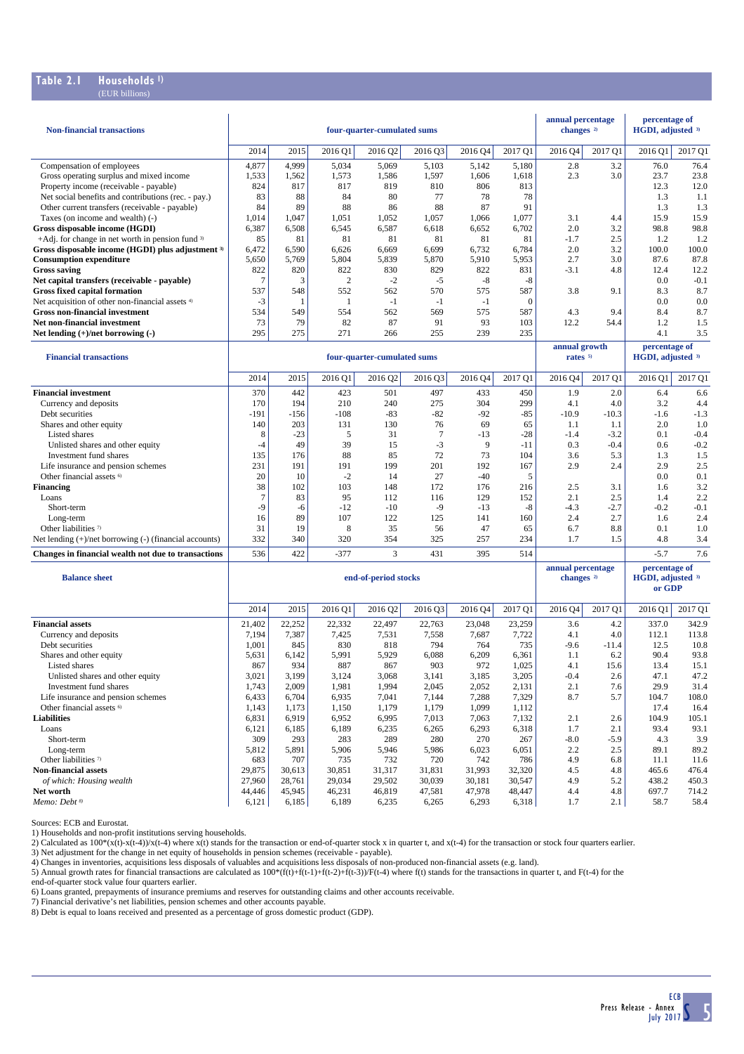## Table 2.1 Households [1)]

(EUR billions)

| Non-financial transactions | four-quarter-cumulated sums | | | | | | | annual percentage changes [2)] | | percentage of HGDI, adjusted [3)] | |
|---|---|---|---|---|---|---|---|---|---|---|---|
| | 2014 | 2015 | 2016 Q1 | 2016 Q2 | 2016 Q3 | 2016 Q4 | 2017 Q1 | 2016 Q4 | 2017 Q1 | 2016 Q1 | 2017 Q1 |
| Compensation of employees | 4,877 | 4,999 | 5,034 | 5,069 | 5,103 | 5,142 | 5,180 | 2.8 | 3.2 | 76.0 | 76.4 |
| Gross operating surplus and mixed income | 1,533 | 1,562 | 1,573 | 1,586 | 1,597 | 1,606 | 1,618 | 2.3 | 3.0 | 23.7 | 23.8 |
| Property income (receivable - payable) | 824 | 817 | 817 | 819 | 810 | 806 | 813 | | | 12.3 | 12.0 |
| Net social benefits and contributions (rec. - pay.) | 83 | 88 | 84 | 80 | 77 | 78 | 78 | | | 1.3 | 1.1 |
| Other current transfers (receivable - payable) | 84 | 89 | 88 | 86 | 88 | 87 | 91 | | | 1.3 | 1.3 |
| Taxes (on income and wealth) (-) | 1,014 | 1,047 | 1,051 | 1,052 | 1,057 | 1,066 | 1,077 | 3.1 | 4.4 | 15.9 | 15.9 |
| **Gross disposable income (HGDI)** | 6,387 | 6,508 | 6,545 | 6,587 | 6,618 | 6,652 | 6,702 | 2.0 | 3.2 | 98.8 | 98.8 |
| +Adj. for change in net worth in pension fund [3)] | 85 | 81 | 81 | 81 | 81 | 81 | 81 | -1.7 | 2.5 | 1.2 | 1.2 |
| **Gross disposable income (HGDI) plus adjustment [3)]** | 6,472 | 6,590 | 6,626 | 6,669 | 6,699 | 6,732 | 6,784 | 2.0 | 3.2 | 100.0 | 100.0 |
| **Consumption expenditure** | 5,650 | 5,769 | 5,804 | 5,839 | 5,870 | 5,910 | 5,953 | 2.7 | 3.0 | 87.6 | 87.8 |
| **Gross saving** | 822 | 820 | 822 | 830 | 829 | 822 | 831 | -3.1 | 4.8 | 12.4 | 12.2 |
| **Net capital transfers (receivable - payable)** | 7 | 3 | 2 | -2 | -5 | -8 | -8 | | | 0.0 | -0.1 |
| **Gross fixed capital formation** | 537 | 548 | 552 | 562 | 570 | 575 | 587 | 3.8 | 9.1 | 8.3 | 8.7 |
| Net acquisition of other non-financial assets [4)] | -3 | 1 | 1 | -1 | -1 | -1 | 0 | | | 0.0 | 0.0 |
| **Gross non-financial investment** | 534 | 549 | 554 | 562 | 569 | 575 | 587 | 4.3 | 9.4 | 8.4 | 8.7 |
| **Net non-financial investment** | 73 | 79 | 82 | 87 | 91 | 93 | 103 | 12.2 | 54.4 | 1.2 | 1.5 |
| **Net lending (+)/net borrowing (-)** | 295 | 275 | 271 | 266 | 255 | 239 | 235 | | | 4.1 | 3.5 |

| Financial transactions | four-quarter-cumulated sums | | | | | | | annual growth rates [5)] | | percentage of HGDI, adjusted [3)] | |
|---|---|---|---|---|---|---|---|---|---|---|---|
| | 2014 | 2015 | 2016 Q1 | 2016 Q2 | 2016 Q3 | 2016 Q4 | 2017 Q1 | 2016 Q4 | 2017 Q1 | 2016 Q1 | 2017 Q1 |
| **Financial investment** | 370 | 442 | 423 | 501 | 497 | 433 | 450 | 1.9 | 2.0 | 6.4 | 6.6 |
| Currency and deposits | 170 | 194 | 210 | 240 | 275 | 304 | 299 | 4.1 | 4.0 | 3.2 | 4.4 |
| Debt securities | -191 | -156 | -108 | -83 | -82 | -92 | -85 | -10.9 | -10.3 | -1.6 | -1.3 |
| Shares and other equity | 140 | 203 | 131 | 130 | 76 | 69 | 65 | 1.1 | 1.1 | 2.0 | 1.0 |
| Listed shares | 8 | -23 | 5 | 31 | 7 | -13 | -28 | -1.4 | -3.2 | 0.1 | -0.4 |
| Unlisted shares and other equity | -4 | 49 | 39 | 15 | -3 | 9 | -11 | 0.3 | -0.4 | 0.6 | -0.2 |
| Investment fund shares | 135 | 176 | 88 | 85 | 72 | 73 | 104 | 3.6 | 5.3 | 1.3 | 1.5 |
| Life insurance and pension schemes | 231 | 191 | 191 | 199 | 201 | 192 | 167 | 2.9 | 2.4 | 2.9 | 2.5 |
| Other financial assets [6)] | 20 | 10 | -2 | 14 | 27 | -40 | 5 | | | 0.0 | 0.1 |
| **Financing** | 38 | 102 | 103 | 148 | 172 | 176 | 216 | 2.5 | 3.1 | 1.6 | 3.2 |
| Loans | 7 | 83 | 95 | 112 | 116 | 129 | 152 | 2.1 | 2.5 | 1.4 | 2.2 |
| Short-term | -9 | -6 | -12 | -10 | -9 | -13 | -8 | -4.3 | -2.7 | -0.2 | -0.1 |
| Long-term | 16 | 89 | 107 | 122 | 125 | 141 | 160 | 2.4 | 2.7 | 1.6 | 2.4 |
| Other liabilities [7)] | 31 | 19 | 8 | 35 | 56 | 47 | 65 | 6.7 | 8.8 | 0.1 | 1.0 |
| Net lending (+)/net borrowing (-) (financial accounts) | 332 | 340 | 320 | 354 | 325 | 257 | 234 | 1.7 | 1.5 | 4.8 | 3.4 |
| **Changes in financial wealth not due to transactions** | 536 | 422 | -377 | 3 | 431 | 395 | 514 | | | -5.7 | 7.6 |

| Balance sheet | end-of-period stocks | | | | | | | annual percentage changes [2)] | | percentage of HGDI, adjusted [3)] or GDP | |
|---|---|---|---|---|---|---|---|---|---|---|---|
| | 2014 | 2015 | 2016 Q1 | 2016 Q2 | 2016 Q3 | 2016 Q4 | 2017 Q1 | 2016 Q4 | 2017 Q1 | 2016 Q1 | 2017 Q1 |
| **Financial assets** | 21,402 | 22,252 | 22,332 | 22,497 | 22,763 | 23,048 | 23,259 | 3.6 | 4.2 | 337.0 | 342.9 |
| Currency and deposits | 7,194 | 7,387 | 7,425 | 7,531 | 7,558 | 7,687 | 7,722 | 4.1 | 4.0 | 112.1 | 113.8 |
| Debt securities | 1,001 | 845 | 830 | 818 | 794 | 764 | 735 | -9.6 | -11.4 | 12.5 | 10.8 |
| Shares and other equity | 5,631 | 6,142 | 5,991 | 5,929 | 6,088 | 6,209 | 6,361 | 1.1 | 6.2 | 90.4 | 93.8 |
| Listed shares | 867 | 934 | 887 | 867 | 903 | 972 | 1,025 | 4.1 | 15.6 | 13.4 | 15.1 |
| Unlisted shares and other equity | 3,021 | 3,199 | 3,124 | 3,068 | 3,141 | 3,185 | 3,205 | -0.4 | 2.6 | 47.1 | 47.2 |
| Investment fund shares | 1,743 | 2,009 | 1,981 | 1,994 | 2,045 | 2,052 | 2,131 | 2.1 | 7.6 | 29.9 | 31.4 |
| Life insurance and pension schemes | 6,433 | 6,704 | 6,935 | 7,041 | 7,144 | 7,288 | 7,329 | 8.7 | 5.7 | 104.7 | 108.0 |
| Other financial assets [6)] | 1,143 | 1,173 | 1,150 | 1,179 | 1,179 | 1,099 | 1,112 | | | 17.4 | 16.4 |
| **Liabilities** | 6,831 | 6,919 | 6,952 | 6,995 | 7,013 | 7,063 | 7,132 | 2.1 | 2.6 | 104.9 | 105.1 |
| Loans | 6,121 | 6,185 | 6,189 | 6,235 | 6,265 | 6,293 | 6,318 | 1.7 | 2.1 | 93.4 | 93.1 |
| Short-term | 309 | 293 | 283 | 289 | 280 | 270 | 267 | -8.0 | -5.9 | 4.3 | 3.9 |
| Long-term | 5,812 | 5,891 | 5,906 | 5,946 | 5,986 | 6,023 | 6,051 | 2.2 | 2.5 | 89.1 | 89.2 |
| Other liabilities [7)] | 683 | 707 | 735 | 732 | 720 | 742 | 786 | 4.9 | 6.8 | 11.1 | 11.6 |
| **Non-financial assets** | 29,875 | 30,613 | 30,851 | 31,317 | 31,831 | 31,993 | 32,320 | 4.5 | 4.8 | 465.6 | 476.4 |
| *of which: Housing wealth* | 27,960 | 28,761 | 29,034 | 29,502 | 30,039 | 30,181 | 30,547 | 4.9 | 5.2 | 438.2 | 450.3 |
| **Net worth** | 44,446 | 45,945 | 46,231 | 46,819 | 47,581 | 47,978 | 48,447 | 4.4 | 4.8 | 697.7 | 714.2 |
| *Memo: Debt [8)]* | 6,121 | 6,185 | 6,189 | 6,235 | 6,265 | 6,293 | 6,318 | 1.7 | 2.1 | 58.7 | 58.4 |

Sources: ECB and Eurostat.

1) Households and non-profit institutions serving households.

2) Calculated as $100*(x(t)-x(t-4))/x(t-4)$ where $x(t)$ stands for the transaction or end-of-quarter stock x in quarter t, and $x(t-4)$ for the transaction or stock four quarters earlier.

3) Net adjustment for the change in net equity of households in pension schemes (receivable - payable).

4) Changes in inventories, acquisitions less disposals of valuables and acquisitions less disposals of non-produced non-financial assets (e.g. land).

5) Annual growth rates for financial transactions are calculated as $100*(f(t)+f(t-1)+f(t-2)+f(t-3))/F(t-4)$ where $f(t)$ stands for the transactions in quarter t, and $F(t-4)$ for the end-of-quarter stock value four quarters earlier.

6) Loans granted, prepayments of insurance premiums and reserves for outstanding claims and other accounts receivable.

7) Financial derivative's net liabilities, pension schemes and other accounts payable.

8) Debt is equal to loans received and presented as a percentage of gross domestic product (GDP).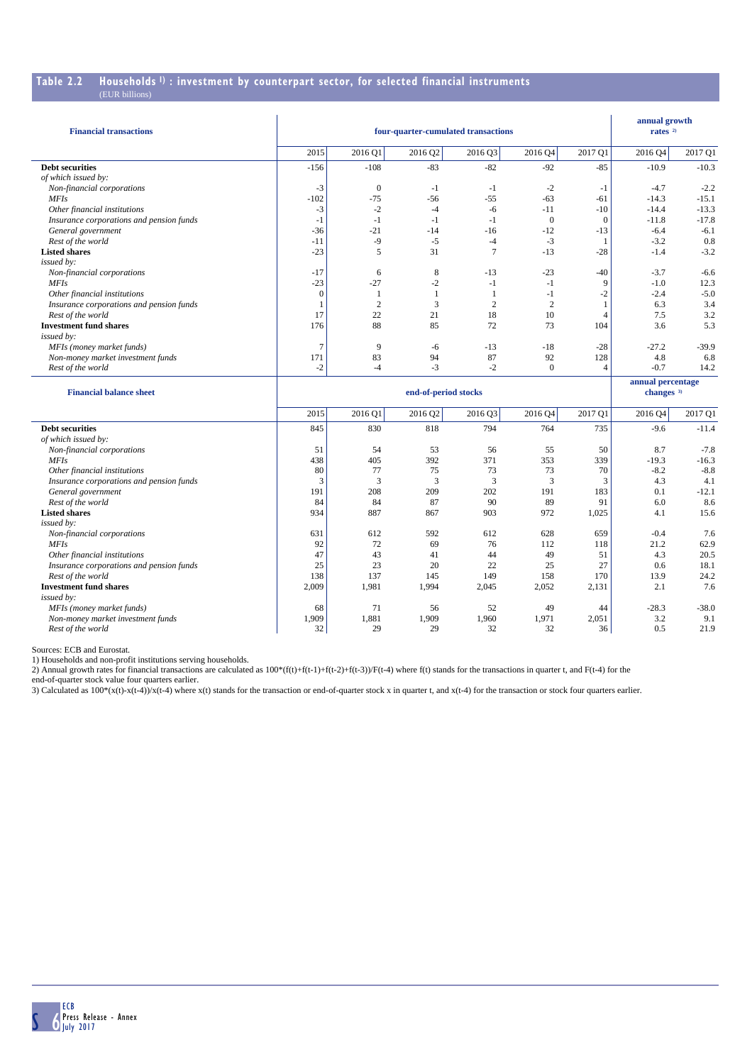## Table 2.2 Households [1] : investment by counterpart sector, for selected financial instruments

(EUR billions)

| Financial transactions | four-quarter-cumulated transactions | | | | | | annual growth rates [2] | |
|---|---|---|---|---|---|---|---|---|
| | 2015 | 2016 Q1 | 2016 Q2 | 2016 Q3 | 2016 Q4 | 2017 Q1 | 2016 Q4 | 2017 Q1 |
| **Debt securities** | -156 | -108 | -83 | -82 | -92 | -85 | -10.9 | -10.3 |
| *of which issued by:* | | | | | | | | |
| *Non-financial corporations* | -3 | 0 | -1 | -1 | -2 | -1 | -4.7 | -2.2 |
| *MFIs* | -102 | -75 | -56 | -55 | -63 | -61 | -14.3 | -15.1 |
| *Other financial institutions* | -3 | -2 | -4 | -6 | -11 | -10 | -14.4 | -13.3 |
| *Insurance corporations and pension funds* | -1 | -1 | -1 | -1 | 0 | 0 | -11.8 | -17.8 |
| *General government* | -36 | -21 | -14 | -16 | -12 | -13 | -6.4 | -6.1 |
| *Rest of the world* | -11 | -9 | -5 | -4 | -3 | 1 | -3.2 | 0.8 |
| **Listed shares** | -23 | 5 | 31 | 7 | -13 | -28 | -1.4 | -3.2 |
| *issued by:* | | | | | | | | |
| *Non-financial corporations* | -17 | 6 | 8 | -13 | -23 | -40 | -3.7 | -6.6 |
| *MFIs* | -23 | -27 | -2 | -1 | -1 | 9 | -1.0 | 12.3 |
| *Other financial institutions* | 0 | 1 | 1 | 1 | -1 | -2 | -2.4 | -5.0 |
| *Insurance corporations and pension funds* | 1 | 2 | 3 | 2 | 2 | 1 | 6.3 | 3.4 |
| *Rest of the world* | 17 | 22 | 21 | 18 | 10 | 4 | 7.5 | 3.2 |
| **Investment fund shares** | 176 | 88 | 85 | 72 | 73 | 104 | 3.6 | 5.3 |
| *issued by:* | | | | | | | | |
| *MFIs (money market funds)* | 7 | 9 | -6 | -13 | -18 | -28 | -27.2 | -39.9 |
| *Non-money market investment funds* | 171 | 83 | 94 | 87 | 92 | 128 | 4.8 | 6.8 |
| *Rest of the world* | -2 | -4 | -3 | -2 | 0 | 4 | -0.7 | 14.2 |

| Financial balance sheet | end-of-period stocks | | | | | | annual percentage changes [3] | |
|---|---|---|---|---|---|---|---|---|
| | 2015 | 2016 Q1 | 2016 Q2 | 2016 Q3 | 2016 Q4 | 2017 Q1 | 2016 Q4 | 2017 Q1 |
| **Debt securities** | 845 | 830 | 818 | 794 | 764 | 735 | -9.6 | -11.4 |
| *of which issued by:* | | | | | | | | |
| *Non-financial corporations* | 51 | 54 | 53 | 56 | 55 | 50 | 8.7 | -7.8 |
| *MFIs* | 438 | 405 | 392 | 371 | 353 | 339 | -19.3 | -16.3 |
| *Other financial institutions* | 80 | 77 | 75 | 73 | 73 | 70 | -8.2 | -8.8 |
| *Insurance corporations and pension funds* | 3 | 3 | 3 | 3 | 3 | 3 | 4.3 | 4.1 |
| *General government* | 191 | 208 | 209 | 202 | 191 | 183 | 0.1 | -12.1 |
| *Rest of the world* | 84 | 84 | 87 | 90 | 89 | 91 | 6.0 | 8.6 |
| **Listed shares** | 934 | 887 | 867 | 903 | 972 | 1,025 | 4.1 | 15.6 |
| *issued by:* | | | | | | | | |
| *Non-financial corporations* | 631 | 612 | 592 | 612 | 628 | 659 | -0.4 | 7.6 |
| *MFIs* | 92 | 72 | 69 | 76 | 112 | 118 | 21.2 | 62.9 |
| *Other financial institutions* | 47 | 43 | 41 | 44 | 49 | 51 | 4.3 | 20.5 |
| *Insurance corporations and pension funds* | 25 | 23 | 20 | 22 | 25 | 27 | 0.6 | 18.1 |
| *Rest of the world* | 138 | 137 | 145 | 149 | 158 | 170 | 13.9 | 24.2 |
| **Investment fund shares** | 2,009 | 1,981 | 1,994 | 2,045 | 2,052 | 2,131 | 2.1 | 7.6 |
| *issued by:* | | | | | | | | |
| *MFIs (money market funds)* | 68 | 71 | 56 | 52 | 49 | 44 | -28.3 | -38.0 |
| *Non-money market investment funds* | 1,909 | 1,881 | 1,909 | 1,960 | 1,971 | 2,051 | 3.2 | 9.1 |
| *Rest of the world* | 32 | 29 | 29 | 32 | 32 | 36 | 0.5 | 21.9 |

Sources: ECB and Eurostat.

1) Households and non-profit institutions serving households.

2) Annual growth rates for financial transactions are calculated as $100*(f(t)+f(t-1)+f(t-2)+f(t-3))/F(t-4)$ where f(t) stands for the transactions in quarter t, and F(t-4) for the end-of-quarter stock value four quarters earlier.

3) Calculated as $100*(x(t)-x(t-4))/x(t-4)$ where x(t) stands for the transaction or end-of-quarter stock x in quarter t, and x(t-4) for the transaction or stock four quarters earlier.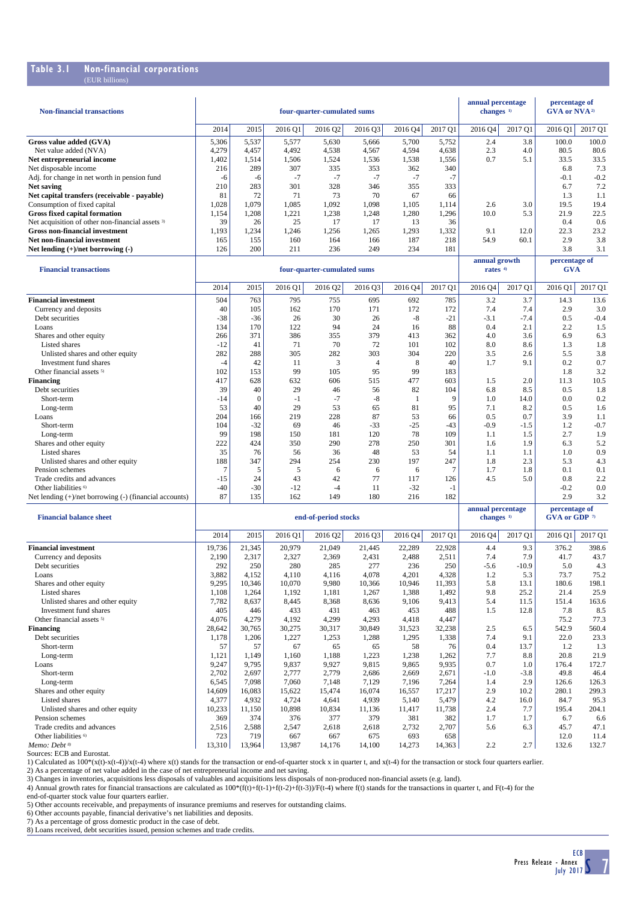## Table 3.1 Non-financial corporations

(EUR billions)

| Non-financial transactions | four-quarter-cumulated sums | | | | | | | annual percentage changes [1] | | percentage of GVA or NVA [2] | |
|---|---|---|---|---|---|---|---|---|---|---|---|
| | 2014 | 2015 | 2016 Q1 | 2016 Q2 | 2016 Q3 | 2016 Q4 | 2017 Q1 | 2016 Q4 | 2017 Q1 | 2016 Q1 | 2017 Q1 |
| **Gross value added (GVA)** | 5,306 | 5,537 | 5,577 | 5,630 | 5,666 | 5,700 | 5,752 | 2.4 | 3.8 | 100.0 | 100.0 |
| Net value added (NVA) | 4,279 | 4,457 | 4,492 | 4,538 | 4,567 | 4,594 | 4,638 | 2.3 | 4.0 | 80.5 | 80.6 |
| **Net entrepreneurial income** | 1,402 | 1,514 | 1,506 | 1,524 | 1,536 | 1,538 | 1,556 | 0.7 | 5.1 | 33.5 | 33.5 |
| Net disposable income | 216 | 289 | 307 | 335 | 353 | 362 | 340 | | | 6.8 | 7.3 |
| Adj. for change in net worth in pension fund | -6 | -6 | -7 | -7 | -7 | -7 | -7 | | | -0.1 | -0.2 |
| **Net saving** | 210 | 283 | 301 | 328 | 346 | 355 | 333 | | | 6.7 | 7.2 |
| **Net capital transfers (receivable - payable)** | 81 | 72 | 71 | 73 | 70 | 67 | 66 | | | 1.3 | 1.1 |
| Consumption of fixed capital | 1,028 | 1,079 | 1,085 | 1,092 | 1,098 | 1,105 | 1,114 | 2.6 | 3.0 | 19.5 | 19.4 |
| **Gross fixed capital formation** | 1,154 | 1,208 | 1,221 | 1,238 | 1,248 | 1,280 | 1,296 | 10.0 | 5.3 | 21.9 | 22.5 |
| Net acquisition of other non-financial assets [3] | 39 | 26 | 25 | 17 | 17 | 13 | 36 | | | 0.4 | 0.6 |
| **Gross non-financial investment** | 1,193 | 1,234 | 1,246 | 1,256 | 1,265 | 1,293 | 1,332 | 9.1 | 12.0 | 22.3 | 23.2 |
| **Net non-financial investment** | 165 | 155 | 160 | 164 | 166 | 187 | 218 | 54.9 | 60.1 | 2.9 | 3.8 |
| **Net lending (+)/net borrowing (-)** | 126 | 200 | 211 | 236 | 249 | 234 | 181 | | | 3.8 | 3.1 |

| Financial transactions | four-quarter-cumulated sums | | | | | | | annual growth rates [4] | | percentage of GVA | |
|---|---|---|---|---|---|---|---|---|---|---|---|
| | 2014 | 2015 | 2016 Q1 | 2016 Q2 | 2016 Q3 | 2016 Q4 | 2017 Q1 | 2016 Q4 | 2017 Q1 | 2016 Q1 | 2017 Q1 |
| **Financial investment** | 504 | 763 | 795 | 755 | 695 | 692 | 785 | 3.2 | 3.7 | 14.3 | 13.6 |
| Currency and deposits | 40 | 105 | 162 | 170 | 171 | 172 | 172 | 7.4 | 7.4 | 2.9 | 3.0 |
| Debt securities | -38 | -36 | 26 | 30 | 26 | -8 | -21 | -3.1 | -7.4 | 0.5 | -0.4 |
| Loans | 134 | 170 | 122 | 94 | 24 | 16 | 88 | 0.4 | 2.1 | 2.2 | 1.5 |
| Shares and other equity | 266 | 371 | 386 | 355 | 379 | 413 | 362 | 4.0 | 3.6 | 6.9 | 6.3 |
| Listed shares | -12 | 41 | 71 | 70 | 72 | 101 | 102 | 8.0 | 8.6 | 1.3 | 1.8 |
| Unlisted shares and other equity | 282 | 288 | 305 | 282 | 303 | 304 | 220 | 3.5 | 2.6 | 5.5 | 3.8 |
| Investment fund shares | -4 | 42 | 11 | 3 | 4 | 8 | 40 | 1.7 | 9.1 | 0.2 | 0.7 |
| Other financial assets [5] | 102 | 153 | 99 | 105 | 95 | 99 | 183 | | | 1.8 | 3.2 |
| **Financing** | 417 | 628 | 632 | 606 | 515 | 477 | 603 | 1.5 | 2.0 | 11.3 | 10.5 |
| Debt securities | 39 | 40 | 29 | 46 | 56 | 82 | 104 | 6.8 | 8.5 | 0.5 | 1.8 |
| Short-term | -14 | 0 | -1 | -7 | -8 | 1 | 9 | 1.0 | 14.0 | 0.0 | 0.2 |
| Long-term | 53 | 40 | 29 | 53 | 65 | 81 | 95 | 7.1 | 8.2 | 0.5 | 1.6 |
| Loans | 204 | 166 | 219 | 228 | 87 | 53 | 66 | 0.5 | 0.7 | 3.9 | 1.1 |
| Short-term | 104 | -32 | 69 | 46 | -33 | -25 | -43 | -0.9 | -1.5 | 1.2 | -0.7 |
| Long-term | 99 | 198 | 150 | 181 | 120 | 78 | 109 | 1.1 | 1.5 | 2.7 | 1.9 |
| Shares and other equity | 222 | 424 | 350 | 290 | 278 | 250 | 301 | 1.6 | 1.9 | 6.3 | 5.2 |
| Listed shares | 35 | 76 | 56 | 36 | 48 | 53 | 54 | 1.1 | 1.1 | 1.0 | 0.9 |
| Unlisted shares and other equity | 188 | 347 | 294 | 254 | 230 | 197 | 247 | 1.8 | 2.3 | 5.3 | 4.3 |
| Pension schemes | 7 | 5 | 5 | 6 | 6 | 6 | 7 | 1.7 | 1.8 | 0.1 | 0.1 |
| Trade credits and advances | -15 | 24 | 43 | 42 | 77 | 117 | 126 | 4.5 | 5.0 | 0.8 | 2.2 |
| Other liabilities [6] | -40 | -30 | -12 | -4 | 11 | -32 | -1 | | | -0.2 | 0.0 |
| Net lending (+)/net borrowing (-) (financial accounts) | 87 | 135 | 162 | 149 | 180 | 216 | 182 | | | 2.9 | 3.2 |

| Financial balance sheet | end-of-period stocks | | | | | | | annual percentage changes [1] | | percentage of GVA or GDP [7] | |
|---|---|---|---|---|---|---|---|---|---|---|---|
| | 2014 | 2015 | 2016 Q1 | 2016 Q2 | 2016 Q3 | 2016 Q4 | 2017 Q1 | 2016 Q4 | 2017 Q1 | 2016 Q1 | 2017 Q1 |
| **Financial investment** | 19,736 | 21,345 | 20,979 | 21,049 | 21,445 | 22,289 | 22,928 | 4.4 | 9.3 | 376.2 | 398.6 |
| Currency and deposits | 2,190 | 2,317 | 2,327 | 2,369 | 2,431 | 2,488 | 2,511 | 7.4 | 7.9 | 41.7 | 43.7 |
| Debt securities | 292 | 250 | 280 | 285 | 277 | 236 | 250 | -5.6 | -10.9 | 5.0 | 4.3 |
| Loans | 3,882 | 4,152 | 4,110 | 4,116 | 4,078 | 4,201 | 4,328 | 1.2 | 5.3 | 73.7 | 75.2 |
| Shares and other equity | 9,295 | 10,346 | 10,070 | 9,980 | 10,366 | 10,946 | 11,393 | 5.8 | 13.1 | 180.6 | 198.1 |
| Listed shares | 1,108 | 1,264 | 1,192 | 1,181 | 1,267 | 1,388 | 1,492 | 9.8 | 25.2 | 21.4 | 25.9 |
| Unlisted shares and other equity | 7,782 | 8,637 | 8,445 | 8,368 | 8,636 | 9,106 | 9,413 | 5.4 | 11.5 | 151.4 | 163.6 |
| Investment fund shares | 405 | 446 | 433 | 431 | 463 | 453 | 488 | 1.5 | 12.8 | 7.8 | 8.5 |
| Other financial assets [5] | 4,076 | 4,279 | 4,192 | 4,299 | 4,293 | 4,418 | 4,447 | | | 75.2 | 77.3 |
| **Financing** | 28,642 | 30,765 | 30,275 | 30,317 | 30,849 | 31,523 | 32,238 | 2.5 | 6.5 | 542.9 | 560.4 |
| Debt securities | 1,178 | 1,206 | 1,227 | 1,253 | 1,288 | 1,295 | 1,338 | 7.4 | 9.1 | 22.0 | 23.3 |
| Short-term | 57 | 57 | 67 | 65 | 65 | 58 | 76 | 0.4 | 13.7 | 1.2 | 1.3 |
| Long-term | 1,121 | 1,149 | 1,160 | 1,188 | 1,223 | 1,238 | 1,262 | 7.7 | 8.8 | 20.8 | 21.9 |
| Loans | 9,247 | 9,795 | 9,837 | 9,927 | 9,815 | 9,865 | 9,935 | 0.7 | 1.0 | 176.4 | 172.7 |
| Short-term | 2,702 | 2,697 | 2,777 | 2,779 | 2,686 | 2,669 | 2,671 | -1.0 | -3.8 | 49.8 | 46.4 |
| Long-term | 6,545 | 7,098 | 7,060 | 7,148 | 7,129 | 7,196 | 7,264 | 1.4 | 2.9 | 126.6 | 126.3 |
| Shares and other equity | 14,609 | 16,083 | 15,622 | 15,474 | 16,074 | 16,557 | 17,217 | 2.9 | 10.2 | 280.1 | 299.3 |
| Listed shares | 4,377 | 4,932 | 4,724 | 4,641 | 4,939 | 5,140 | 5,479 | 4.2 | 16.0 | 84.7 | 95.3 |
| Unlisted shares and other equity | 10,233 | 11,150 | 10,898 | 10,834 | 11,136 | 11,417 | 11,738 | 2.4 | 7.7 | 195.4 | 204.1 |
| Pension schemes | 369 | 374 | 376 | 377 | 379 | 381 | 382 | 1.7 | 1.7 | 6.7 | 6.6 |
| Trade credits and advances | 2,516 | 2,588 | 2,547 | 2,618 | 2,618 | 2,732 | 2,707 | 5.6 | 6.3 | 45.7 | 47.1 |
| Other liabilities [6] | 723 | 719 | 667 | 667 | 675 | 693 | 658 | | | 12.0 | 11.4 |
| *Memo: Debt* [8] | 13,310 | 13,964 | 13,987 | 14,176 | 14,100 | 14,273 | 14,363 | 2.2 | 2.7 | 132.6 | 132.7 |

Sources: ECB and Eurostat.

1) Calculated as 100*(x(t)-x(t-4))/x(t-4) where x(t) stands for the transaction or end-of-quarter stock x in quarter t, and x(t-4) for the transaction or stock four quarters earlier.

2) As a percentage of net value added in the case of net entrepreneurial income and net saving.

3) Changes in inventories, acquisitions less disposals of valuables and acquisitions less disposals of non-produced non-financial assets (e.g. land).

4) Annual growth rates for financial transactions are calculated as 100*(f(t)+f(t-1)+f(t-2)+f(t-3))/F(t-4) where f(t) stands for the transactions in quarter t, and F(t-4) for the end-of-quarter stock value four quarters earlier.

5) Other accounts receivable, and prepayments of insurance premiums and reserves for outstanding claims.

6) Other accounts payable, financial derivative's net liabilities and deposits.

7) As a percentage of gross domestic product in the case of debt.

8) Loans received, debt securities issued, pension schemes and trade credits.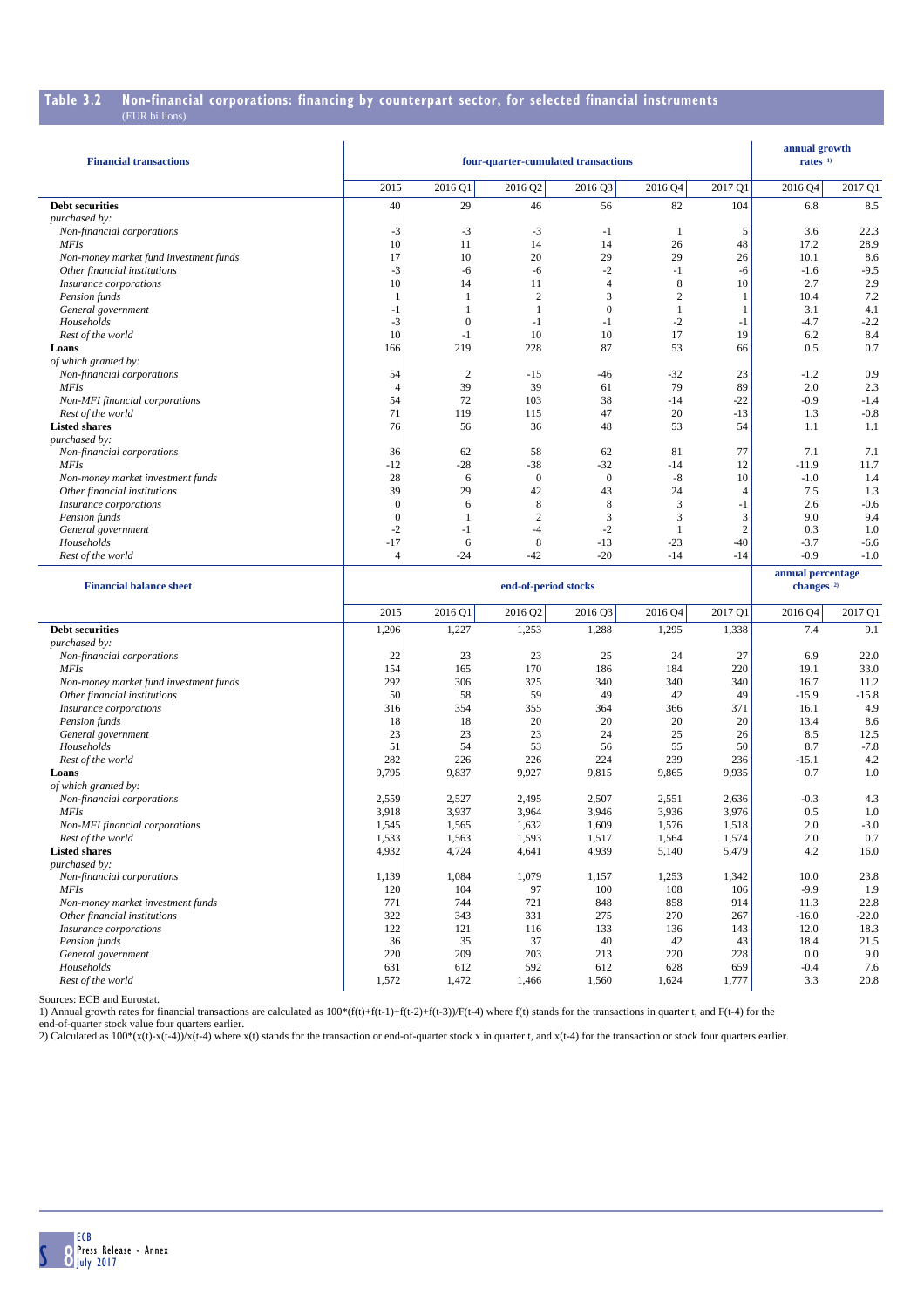## Table 3.2 Non-financial corporations: financing by counterpart sector, for selected financial instruments

(EUR billions)

| Financial transactions | four-quarter-cumulated transactions | | | | | | annual growth rates [1] | |
|---|---|---|---|---|---|---|---|---|
| | 2015 | 2016 Q1 | 2016 Q2 | 2016 Q3 | 2016 Q4 | 2017 Q1 | 2016 Q4 | 2017 Q1 |
| **Debt securities** | 40 | 29 | 46 | 56 | 82 | 104 | 6.8 | 8.5 |
| *purchased by:* | | | | | | | | |
| *Non-financial corporations* | -3 | -3 | -3 | -1 | 1 | 5 | 3.6 | 22.3 |
| *MFIs* | 10 | 11 | 14 | 14 | 26 | 48 | 17.2 | 28.9 |
| *Non-money market fund investment funds* | 17 | 10 | 20 | 29 | 29 | 26 | 10.1 | 8.6 |
| *Other financial institutions* | -3 | -6 | -6 | -2 | -1 | -6 | -1.6 | -9.5 |
| *Insurance corporations* | 10 | 14 | 11 | 4 | 8 | 10 | 2.7 | 2.9 |
| *Pension funds* | 1 | 1 | 2 | 3 | 2 | 1 | 10.4 | 7.2 |
| *General government* | -1 | 1 | 1 | 0 | 1 | 1 | 3.1 | 4.1 |
| *Households* | -3 | 0 | -1 | -1 | -2 | -1 | -4.7 | -2.2 |
| *Rest of the world* | 10 | -1 | 10 | 10 | 17 | 19 | 6.2 | 8.4 |
| **Loans** | 166 | 219 | 228 | 87 | 53 | 66 | 0.5 | 0.7 |
| *of which granted by:* | | | | | | | | |
| *Non-financial corporations* | 54 | 2 | -15 | -46 | -32 | 23 | -1.2 | 0.9 |
| *MFIs* | 4 | 39 | 39 | 61 | 79 | 89 | 2.0 | 2.3 |
| *Non-MFI financial corporations* | 54 | 72 | 103 | 38 | -14 | -22 | -0.9 | -1.4 |
| *Rest of the world* | 71 | 119 | 115 | 47 | 20 | -13 | 1.3 | -0.8 |
| **Listed shares** | 76 | 56 | 36 | 48 | 53 | 54 | 1.1 | 1.1 |
| *purchased by:* | | | | | | | | |
| *Non-financial corporations* | 36 | 62 | 58 | 62 | 81 | 77 | 7.1 | 7.1 |
| *MFIs* | -12 | -28 | -38 | -32 | -14 | 12 | -11.9 | 11.7 |
| *Non-money market investment funds* | 28 | 6 | 0 | 0 | -8 | 10 | -1.0 | 1.4 |
| *Other financial institutions* | 39 | 29 | 42 | 43 | 24 | 4 | 7.5 | 1.3 |
| *Insurance corporations* | 0 | 6 | 8 | 8 | 3 | -1 | 2.6 | -0.6 |
| *Pension funds* | 0 | 1 | 2 | 3 | 3 | 3 | 9.0 | 9.4 |
| *General government* | -2 | -1 | -4 | -2 | 1 | 2 | 0.3 | 1.0 |
| *Households* | -17 | 6 | 8 | -13 | -23 | -40 | -3.7 | -6.6 |
| *Rest of the world* | 4 | -24 | -42 | -20 | -14 | -14 | -0.9 | -1.0 |

| Financial balance sheet | end-of-period stocks | | | | | | annual percentage changes [2] | |
|---|---|---|---|---|---|---|---|---|
| | 2015 | 2016 Q1 | 2016 Q2 | 2016 Q3 | 2016 Q4 | 2017 Q1 | 2016 Q4 | 2017 Q1 |
| **Debt securities** | 1,206 | 1,227 | 1,253 | 1,288 | 1,295 | 1,338 | 7.4 | 9.1 |
| *purchased by:* | | | | | | | | |
| *Non-financial corporations* | 22 | 23 | 23 | 25 | 24 | 27 | 6.9 | 22.0 |
| *MFIs* | 154 | 165 | 170 | 186 | 184 | 220 | 19.1 | 33.0 |
| *Non-money market fund investment funds* | 292 | 306 | 325 | 340 | 340 | 340 | 16.7 | 11.2 |
| *Other financial institutions* | 50 | 58 | 59 | 49 | 42 | 49 | -15.9 | -15.8 |
| *Insurance corporations* | 316 | 354 | 355 | 364 | 366 | 371 | 16.1 | 4.9 |
| *Pension funds* | 18 | 18 | 20 | 20 | 20 | 20 | 13.4 | 8.6 |
| *General government* | 23 | 23 | 23 | 24 | 25 | 26 | 8.5 | 12.5 |
| *Households* | 51 | 54 | 53 | 56 | 55 | 50 | 8.7 | -7.8 |
| *Rest of the world* | 282 | 226 | 226 | 224 | 239 | 236 | -15.1 | 4.2 |
| **Loans** | 9,795 | 9,837 | 9,927 | 9,815 | 9,865 | 9,935 | 0.7 | 1.0 |
| *of which granted by:* | | | | | | | | |
| *Non-financial corporations* | 2,559 | 2,527 | 2,495 | 2,507 | 2,551 | 2,636 | -0.3 | 4.3 |
| *MFIs* | 3,918 | 3,937 | 3,964 | 3,946 | 3,936 | 3,976 | 0.5 | 1.0 |
| *Non-MFI financial corporations* | 1,545 | 1,565 | 1,632 | 1,609 | 1,576 | 1,518 | 2.0 | -3.0 |
| *Rest of the world* | 1,533 | 1,563 | 1,593 | 1,517 | 1,564 | 1,574 | 2.0 | 0.7 |
| **Listed shares** | 4,932 | 4,724 | 4,641 | 4,939 | 5,140 | 5,479 | 4.2 | 16.0 |
| *purchased by:* | | | | | | | | |
| *Non-financial corporations* | 1,139 | 1,084 | 1,079 | 1,157 | 1,253 | 1,342 | 10.0 | 23.8 |
| *MFIs* | 120 | 104 | 97 | 100 | 108 | 106 | -9.9 | 1.9 |
| *Non-money market investment funds* | 771 | 744 | 721 | 848 | 858 | 914 | 11.3 | 22.8 |
| *Other financial institutions* | 322 | 343 | 331 | 275 | 270 | 267 | -16.0 | -22.0 |
| *Insurance corporations* | 122 | 121 | 116 | 133 | 136 | 143 | 12.0 | 18.3 |
| *Pension funds* | 36 | 35 | 37 | 40 | 42 | 43 | 18.4 | 21.5 |
| *General government* | 220 | 209 | 203 | 213 | 220 | 228 | 0.0 | 9.0 |
| *Households* | 631 | 612 | 592 | 612 | 628 | 659 | -0.4 | 7.6 |
| *Rest of the world* | 1,572 | 1,472 | 1,466 | 1,560 | 1,624 | 1,777 | 3.3 | 20.8 |

Sources: ECB and Eurostat.

1) Annual growth rates for financial transactions are calculated as 100\*(f(t)+f(t-1)+f(t-2)+f(t-3))/F(t-4) where f(t) stands for the transactions in quarter t, and F(t-4) for the end-of-quarter stock value four quarters earlier.

2) Calculated as 100\*(x(t)-x(t-4))/x(t-4) where x(t) stands for the transaction or end-of-quarter stock x in quarter t, and x(t-4) for the transaction or stock four quarters earlier.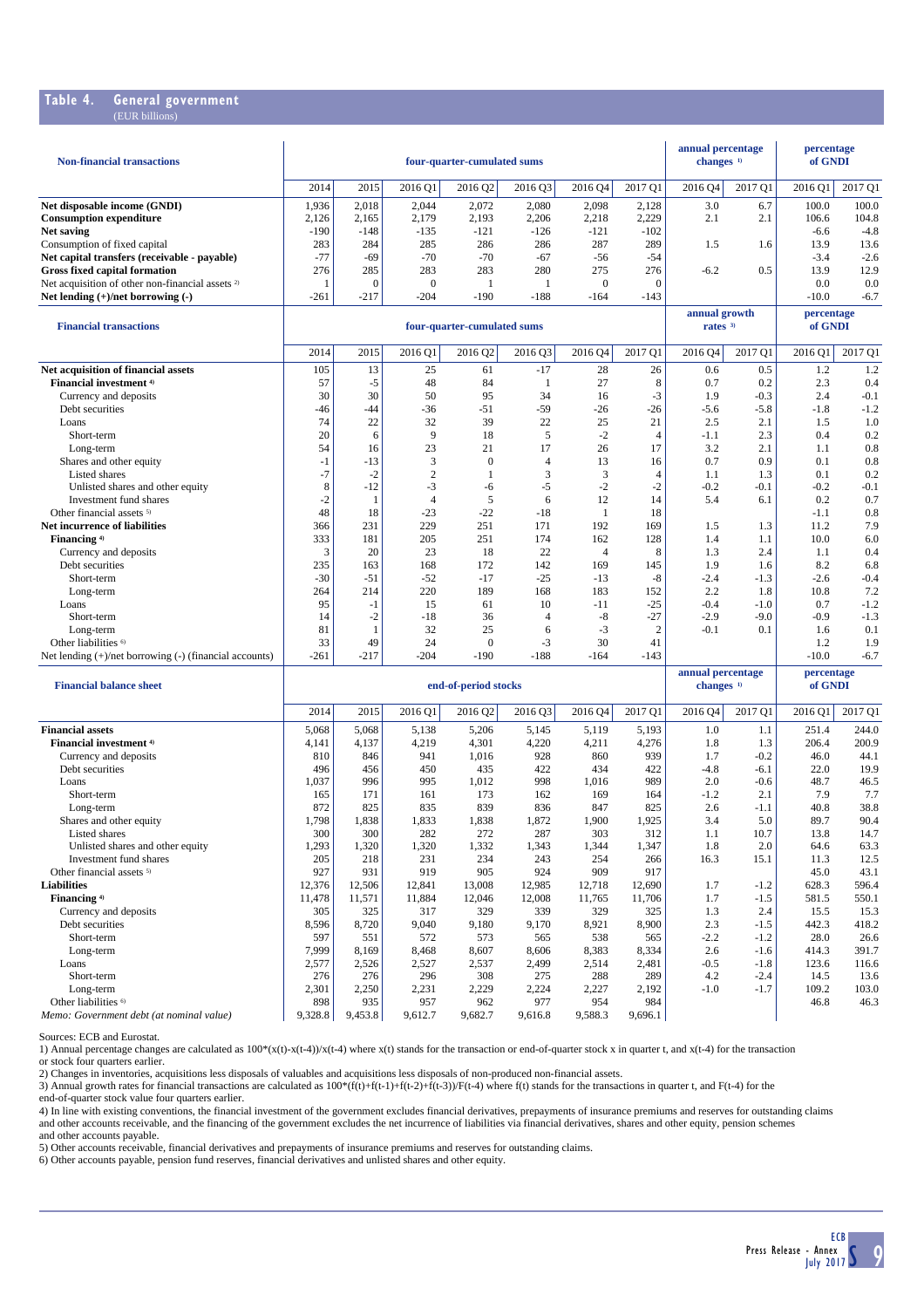## Table 4. General government

(EUR billions)

| Non-financial transactions | four-quarter-cumulated sums | | | | | | | annual percentage changes [1] | | percentage of GNDI | |
|---|---|---|---|---|---|---|---|---|---|---|---|
| | 2014 | 2015 | 2016 Q1 | 2016 Q2 | 2016 Q3 | 2016 Q4 | 2017 Q1 | 2016 Q4 | 2017 Q1 | 2016 Q1 | 2017 Q1 |
| **Net disposable income (GNDI)** | 1,936 | 2,018 | 2,044 | 2,072 | 2,080 | 2,098 | 2,128 | 3.0 | 6.7 | 100.0 | 100.0 |
| **Consumption expenditure** | 2,126 | 2,165 | 2,179 | 2,193 | 2,206 | 2,218 | 2,229 | 2.1 | 2.1 | 106.6 | 104.8 |
| **Net saving** | -190 | -148 | -135 | -121 | -126 | -121 | -102 | | | -6.6 | -4.8 |
| Consumption of fixed capital | 283 | 284 | 285 | 286 | 286 | 287 | 289 | 1.5 | 1.6 | 13.9 | 13.6 |
| **Net capital transfers (receivable - payable)** | -77 | -69 | -70 | -70 | -67 | -56 | -54 | | | -3.4 | -2.6 |
| **Gross fixed capital formation** | 276 | 285 | 283 | 283 | 280 | 275 | 276 | -6.2 | 0.5 | 13.9 | 12.9 |
| Net acquisition of other non-financial assets [2] | 1 | 0 | 0 | 1 | 1 | 0 | 0 | | | 0.0 | 0.0 |
| **Net lending (+)/net borrowing (-)** | -261 | -217 | -204 | -190 | -188 | -164 | -143 | | | -10.0 | -6.7 |

| Financial transactions | four-quarter-cumulated sums | | | | | | | annual growth rates [3] | | percentage of GNDI | |
|---|---|---|---|---|---|---|---|---|---|---|---|
| | 2014 | 2015 | 2016 Q1 | 2016 Q2 | 2016 Q3 | 2016 Q4 | 2017 Q1 | 2016 Q4 | 2017 Q1 | 2016 Q1 | 2017 Q1 |
| **Net acquisition of financial assets** | 105 | 13 | 25 | 61 | -17 | 28 | 26 | 0.6 | 0.5 | 1.2 | 1.2 |
| **Financial investment [4]** | 57 | -5 | 48 | 84 | 1 | 27 | 8 | 0.7 | 0.2 | 2.3 | 0.4 |
| Currency and deposits | 30 | 30 | 50 | 95 | 34 | 16 | -3 | 1.9 | -0.3 | 2.4 | -0.1 |
| Debt securities | -46 | -44 | -36 | -51 | -59 | -26 | -26 | -5.6 | -5.8 | -1.8 | -1.2 |
| Loans | 74 | 22 | 32 | 39 | 22 | 25 | 21 | 2.5 | 2.1 | 1.5 | 1.0 |
| Short-term | 20 | 6 | 9 | 18 | 5 | -2 | 4 | -1.1 | 2.3 | 0.4 | 0.2 |
| Long-term | 54 | 16 | 23 | 21 | 17 | 26 | 17 | 3.2 | 2.1 | 1.1 | 0.8 |
| Shares and other equity | -1 | -13 | 3 | 0 | 4 | 13 | 16 | 0.7 | 0.9 | 0.1 | 0.8 |
| Listed shares | -7 | -2 | 2 | 1 | 3 | 3 | 4 | 1.1 | 1.3 | 0.1 | 0.2 |
| Unlisted shares and other equity | 8 | -12 | -3 | -6 | -5 | -2 | -2 | -0.2 | -0.1 | -0.2 | -0.1 |
| Investment fund shares | -2 | 1 | 4 | 5 | 6 | 12 | 14 | 5.4 | 6.1 | 0.2 | 0.7 |
| Other financial assets [5] | 48 | 18 | -23 | -22 | -18 | 1 | 18 | | | -1.1 | 0.8 |
| **Net incurrence of liabilities** | 366 | 231 | 229 | 251 | 171 | 192 | 169 | 1.5 | 1.3 | 11.2 | 7.9 |
| **Financing [4]** | 333 | 181 | 205 | 251 | 174 | 162 | 128 | 1.4 | 1.1 | 10.0 | 6.0 |
| Currency and deposits | 3 | 20 | 23 | 18 | 22 | 4 | 8 | 1.3 | 2.4 | 1.1 | 0.4 |
| Debt securities | 235 | 163 | 168 | 172 | 142 | 169 | 145 | 1.9 | 1.6 | 8.2 | 6.8 |
| Short-term | -30 | -51 | -52 | -17 | -25 | -13 | -8 | -2.4 | -1.3 | -2.6 | -0.4 |
| Long-term | 264 | 214 | 220 | 189 | 168 | 183 | 152 | 2.2 | 1.8 | 10.8 | 7.2 |
| Loans | 95 | -1 | 15 | 61 | 10 | -11 | -25 | -0.4 | -1.0 | 0.7 | -1.2 |
| Short-term | 14 | -2 | -18 | 36 | 4 | -8 | -27 | -2.9 | -9.0 | -0.9 | -1.3 |
| Long-term | 81 | 1 | 32 | 25 | 6 | -3 | 2 | -0.1 | 0.1 | 1.6 | 0.1 |
| Other liabilities [6] | 33 | 49 | 24 | 0 | -3 | 30 | 41 | | | 1.2 | 1.9 |
| Net lending (+)/net borrowing (-) (financial accounts) | -261 | -217 | -204 | -190 | -188 | -164 | -143 | | | -10.0 | -6.7 |

| Financial balance sheet | end-of-period stocks | | | | | | | annual percentage changes [1] | | percentage of GNDI | |
|---|---|---|---|---|---|---|---|---|---|---|---|
| | 2014 | 2015 | 2016 Q1 | 2016 Q2 | 2016 Q3 | 2016 Q4 | 2017 Q1 | 2016 Q4 | 2017 Q1 | 2016 Q1 | 2017 Q1 |
| **Financial assets** | 5,068 | 5,068 | 5,138 | 5,206 | 5,145 | 5,119 | 5,193 | 1.0 | 1.1 | 251.4 | 244.0 |
| **Financial investment [4]** | 4,141 | 4,137 | 4,219 | 4,301 | 4,220 | 4,211 | 4,276 | 1.8 | 1.3 | 206.4 | 200.9 |
| Currency and deposits | 810 | 846 | 941 | 1,016 | 928 | 860 | 939 | 1.7 | -0.2 | 46.0 | 44.1 |
| Debt securities | 496 | 456 | 450 | 435 | 422 | 434 | 422 | -4.8 | -6.1 | 22.0 | 19.9 |
| Loans | 1,037 | 996 | 995 | 1,012 | 998 | 1,016 | 989 | 2.0 | -0.6 | 48.7 | 46.5 |
| Short-term | 165 | 171 | 161 | 173 | 162 | 169 | 164 | -1.2 | 2.1 | 7.9 | 7.7 |
| Long-term | 872 | 825 | 835 | 839 | 836 | 847 | 825 | 2.6 | -1.1 | 40.8 | 38.8 |
| Shares and other equity | 1,798 | 1,838 | 1,833 | 1,838 | 1,872 | 1,900 | 1,925 | 3.4 | 5.0 | 89.7 | 90.4 |
| Listed shares | 300 | 300 | 282 | 272 | 287 | 303 | 312 | 1.1 | 10.7 | 13.8 | 14.7 |
| Unlisted shares and other equity | 1,293 | 1,320 | 1,320 | 1,332 | 1,343 | 1,344 | 1,347 | 1.8 | 2.0 | 64.6 | 63.3 |
| Investment fund shares | 205 | 218 | 231 | 234 | 243 | 254 | 266 | 16.3 | 15.1 | 11.3 | 12.5 |
| Other financial assets [5] | 927 | 931 | 919 | 905 | 924 | 909 | 917 | | | 45.0 | 43.1 |
| **Liabilities** | 12,376 | 12,506 | 12,841 | 13,008 | 12,985 | 12,718 | 12,690 | 1.7 | -1.2 | 628.3 | 596.4 |
| **Financing [4]** | 11,478 | 11,571 | 11,884 | 12,046 | 12,008 | 11,765 | 11,706 | 1.7 | -1.5 | 581.5 | 550.1 |
| Currency and deposits | 305 | 325 | 317 | 329 | 339 | 329 | 325 | 1.3 | 2.4 | 15.5 | 15.3 |
| Debt securities | 8,596 | 8,720 | 9,040 | 9,180 | 9,170 | 8,921 | 8,900 | 2.3 | -1.5 | 442.3 | 418.2 |
| Short-term | 597 | 551 | 572 | 573 | 565 | 538 | 565 | -2.2 | -1.2 | 28.0 | 26.6 |
| Long-term | 7,999 | 8,169 | 8,468 | 8,607 | 8,606 | 8,383 | 8,334 | 2.6 | -1.6 | 414.3 | 391.7 |
| Loans | 2,577 | 2,526 | 2,527 | 2,537 | 2,499 | 2,514 | 2,481 | -0.5 | -1.8 | 123.6 | 116.6 |
| Short-term | 276 | 276 | 296 | 308 | 275 | 288 | 289 | 4.2 | -2.4 | 14.5 | 13.6 |
| Long-term | 2,301 | 2,250 | 2,231 | 2,229 | 2,224 | 2,227 | 2,192 | -1.0 | -1.7 | 109.2 | 103.0 |
| Other liabilities [6] | 898 | 935 | 957 | 962 | 977 | 954 | 984 | | | 46.8 | 46.3 |
| *Memo: Government debt (at nominal value)* | 9,328.8 | 9,453.8 | 9,612.7 | 9,682.7 | 9,616.8 | 9,588.3 | 9,696.1 | | | | |

Sources: ECB and Eurostat.

1) Annual percentage changes are calculated as 100*(x(t)-x(t-4))/x(t-4) where x(t) stands for the transaction or end-of-quarter stock x in quarter t, and x(t-4) for the transaction or stock four quarters earlier.

2) Changes in inventories, acquisitions less disposals of valuables and acquisitions less disposals of non-produced non-financial assets.

3) Annual growth rates for financial transactions are calculated as 100*(f(t)+f(t-1)+f(t-2)+f(t-3))/F(t-4) where f(t) stands for the transactions in quarter t, and F(t-4) for the end-of-quarter stock value four quarters earlier.

4) In line with existing conventions, the financial investment of the government excludes financial derivatives, prepayments of insurance premiums and reserves for outstanding claims and other accounts receivable, and the financing of the government excludes the net incurrence of liabilities via financial derivatives, shares and other equity, pension schemes and other accounts payable.

5) Other accounts receivable, financial derivatives and prepayments of insurance premiums and reserves for outstanding claims.

6) Other accounts payable, pension fund reserves, financial derivatives and unlisted shares and other equity.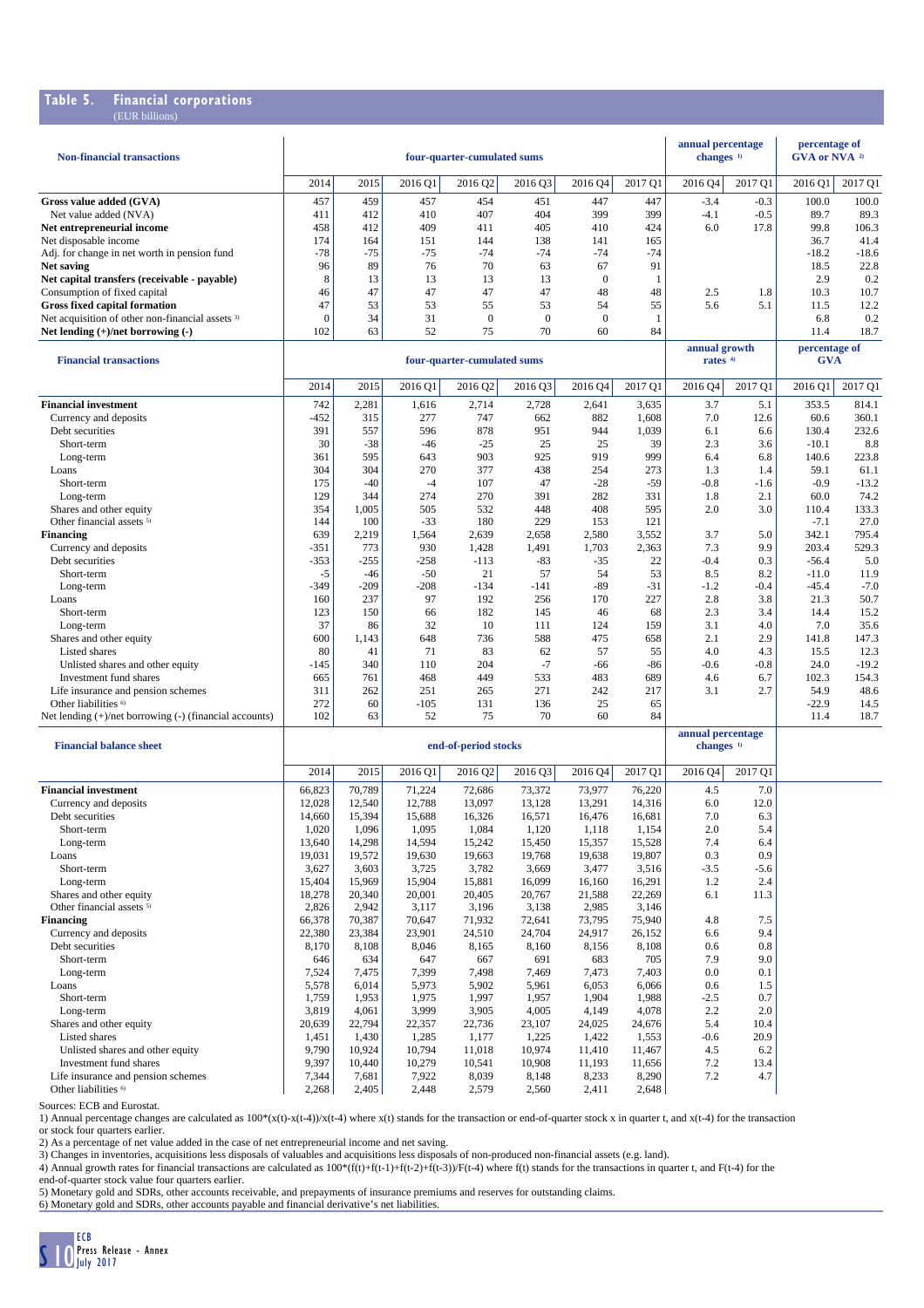## Table 5. Financial corporations

(EUR billions)

| Non-financial transactions | four-quarter-cumulated sums | | | | | | | annual percentage changes [1] | | percentage of GVA or NVA [2] | |
|---|---|---|---|---|---|---|---|---|---|---|---|
| | 2014 | 2015 | 2016 Q1 | 2016 Q2 | 2016 Q3 | 2016 Q4 | 2017 Q1 | 2016 Q4 | 2017 Q1 | 2016 Q1 | 2017 Q1 |
| **Gross value added (GVA)** | 457 | 459 | 457 | 454 | 451 | 447 | 447 | -3.4 | -0.3 | 100.0 | 100.0 |
| Net value added (NVA) | 411 | 412 | 410 | 407 | 404 | 399 | 399 | -4.1 | -0.5 | 89.7 | 89.3 |
| **Net entrepreneurial income** | 458 | 412 | 409 | 411 | 405 | 410 | 424 | 6.0 | 17.8 | 99.8 | 106.3 |
| Net disposable income | 174 | 164 | 151 | 144 | 138 | 141 | 165 | | | 36.7 | 41.4 |
| Adj. for change in net worth in pension fund | -78 | -75 | -75 | -74 | -74 | -74 | -74 | | | -18.2 | -18.6 |
| **Net saving** | 96 | 89 | 76 | 70 | 63 | 67 | 91 | | | 18.5 | 22.8 |
| **Net capital transfers (receivable - payable)** | 8 | 13 | 13 | 13 | 13 | 0 | 1 | | | 2.9 | 0.2 |
| Consumption of fixed capital | 46 | 47 | 47 | 47 | 47 | 48 | 48 | 2.5 | 1.8 | 10.3 | 10.7 |
| **Gross fixed capital formation** | 47 | 53 | 53 | 55 | 53 | 54 | 55 | 5.6 | 5.1 | 11.5 | 12.2 |
| Net acquisition of other non-financial assets [3] | 0 | 34 | 31 | 0 | 0 | 0 | 1 | | | 6.8 | 0.2 |
| **Net lending (+)/net borrowing (-)** | 102 | 63 | 52 | 75 | 70 | 60 | 84 | | | 11.4 | 18.7 |

| Financial transactions | four-quarter-cumulated sums | | | | | | | annual growth rates [4] | | percentage of GVA | |
|---|---|---|---|---|---|---|---|---|---|---|---|
| | 2014 | 2015 | 2016 Q1 | 2016 Q2 | 2016 Q3 | 2016 Q4 | 2017 Q1 | 2016 Q4 | 2017 Q1 | 2016 Q1 | 2017 Q1 |
| **Financial investment** | 742 | 2,281 | 1,616 | 2,714 | 2,728 | 2,641 | 3,635 | 3.7 | 5.1 | 353.5 | 814.1 |
| Currency and deposits | -452 | 315 | 277 | 747 | 662 | 882 | 1,608 | 7.0 | 12.6 | 60.6 | 360.1 |
| Debt securities | 391 | 557 | 596 | 878 | 951 | 944 | 1,039 | 6.1 | 6.6 | 130.4 | 232.6 |
| Short-term | 30 | -38 | -46 | -25 | 25 | 25 | 39 | 2.3 | 3.6 | -10.1 | 8.8 |
| Long-term | 361 | 595 | 643 | 903 | 925 | 919 | 999 | 6.4 | 6.8 | 140.6 | 223.8 |
| Loans | 304 | 304 | 270 | 377 | 438 | 254 | 273 | 1.3 | 1.4 | 59.1 | 61.1 |
| Short-term | 175 | -40 | -4 | 107 | 47 | -28 | -59 | -0.8 | -1.6 | -0.9 | -13.2 |
| Long-term | 129 | 344 | 274 | 270 | 391 | 282 | 331 | 1.8 | 2.1 | 60.0 | 74.2 |
| Shares and other equity | 354 | 1,005 | 505 | 532 | 448 | 408 | 595 | 2.0 | 3.0 | 110.4 | 133.3 |
| Other financial assets [5] | 144 | 100 | -33 | 180 | 229 | 153 | 121 | | | -7.1 | 27.0 |
| **Financing** | 639 | 2,219 | 1,564 | 2,639 | 2,658 | 2,580 | 3,552 | 3.7 | 5.0 | 342.1 | 795.4 |
| Currency and deposits | -351 | 773 | 930 | 1,428 | 1,491 | 1,703 | 2,363 | 7.3 | 9.9 | 203.4 | 529.3 |
| Debt securities | -353 | -255 | -258 | -113 | -83 | -35 | 22 | -0.4 | 0.3 | -56.4 | 5.0 |
| Short-term | -5 | -46 | -50 | 21 | 57 | 54 | 53 | 8.5 | 8.2 | -11.0 | 11.9 |
| Long-term | -349 | -209 | -208 | -134 | -141 | -89 | -31 | -1.2 | -0.4 | -45.4 | -7.0 |
| Loans | 160 | 237 | 97 | 192 | 256 | 170 | 227 | 2.8 | 3.8 | 21.3 | 50.7 |
| Short-term | 123 | 150 | 66 | 182 | 145 | 46 | 68 | 2.3 | 3.4 | 14.4 | 15.2 |
| Long-term | 37 | 86 | 32 | 10 | 111 | 124 | 159 | 3.1 | 4.0 | 7.0 | 35.6 |
| Shares and other equity | 600 | 1,143 | 648 | 736 | 588 | 475 | 658 | 2.1 | 2.9 | 141.8 | 147.3 |
| Listed shares | 80 | 41 | 71 | 83 | 62 | 57 | 55 | 4.0 | 4.3 | 15.5 | 12.3 |
| Unlisted shares and other equity | -145 | 340 | 110 | 204 | -7 | -66 | -86 | -0.6 | -0.8 | 24.0 | -19.2 |
| Investment fund shares | 665 | 761 | 468 | 449 | 533 | 483 | 689 | 4.6 | 6.7 | 102.3 | 154.3 |
| Life insurance and pension schemes | 311 | 262 | 251 | 265 | 271 | 242 | 217 | 3.1 | 2.7 | 54.9 | 48.6 |
| Other liabilities [6] | 272 | 60 | -105 | 131 | 136 | 25 | 65 | | | -22.9 | 14.5 |
| Net lending (+)/net borrowing (-) (financial accounts) | 102 | 63 | 52 | 75 | 70 | 60 | 84 | | | 11.4 | 18.7 |

| Financial balance sheet | end-of-period stocks | | | | | | | annual percentage changes [1] | |
|---|---|---|---|---|---|---|---|---|---|
| | 2014 | 2015 | 2016 Q1 | 2016 Q2 | 2016 Q3 | 2016 Q4 | 2017 Q1 | 2016 Q4 | 2017 Q1 |
| **Financial investment** | 66,823 | 70,789 | 71,224 | 72,686 | 73,372 | 73,977 | 76,220 | 4.5 | 7.0 |
| Currency and deposits | 12,028 | 12,540 | 12,788 | 13,097 | 13,128 | 13,291 | 14,316 | 6.0 | 12.0 |
| Debt securities | 14,660 | 15,394 | 15,688 | 16,326 | 16,571 | 16,476 | 16,681 | 7.0 | 6.3 |
| Short-term | 1,020 | 1,096 | 1,095 | 1,084 | 1,120 | 1,118 | 1,154 | 2.0 | 5.4 |
| Long-term | 13,640 | 14,298 | 14,594 | 15,242 | 15,450 | 15,357 | 15,528 | 7.4 | 6.4 |
| Loans | 19,031 | 19,572 | 19,630 | 19,663 | 19,768 | 19,638 | 19,807 | 0.3 | 0.9 |
| Short-term | 3,627 | 3,603 | 3,725 | 3,782 | 3,669 | 3,477 | 3,516 | -3.5 | -5.6 |
| Long-term | 15,404 | 15,969 | 15,904 | 15,881 | 16,099 | 16,160 | 16,291 | 1.2 | 2.4 |
| Shares and other equity | 18,278 | 20,340 | 20,001 | 20,405 | 20,767 | 21,588 | 22,269 | 6.1 | 11.3 |
| Other financial assets [5] | 2,826 | 2,942 | 3,117 | 3,196 | 3,138 | 2,985 | 3,146 | | |
| **Financing** | 66,378 | 70,387 | 70,647 | 71,932 | 72,641 | 73,795 | 75,940 | 4.8 | 7.5 |
| Currency and deposits | 22,380 | 23,384 | 23,901 | 24,510 | 24,704 | 24,917 | 26,152 | 6.6 | 9.4 |
| Debt securities | 8,170 | 8,108 | 8,046 | 8,165 | 8,160 | 8,156 | 8,108 | 0.6 | 0.8 |
| Short-term | 646 | 634 | 647 | 667 | 691 | 683 | 705 | 7.9 | 9.0 |
| Long-term | 7,524 | 7,475 | 7,399 | 7,498 | 7,469 | 7,473 | 7,403 | 0.0 | 0.1 |
| Loans | 5,578 | 6,014 | 5,973 | 5,902 | 5,961 | 6,053 | 6,066 | 0.6 | 1.5 |
| Short-term | 1,759 | 1,953 | 1,975 | 1,997 | 1,957 | 1,904 | 1,988 | -2.5 | 0.7 |
| Long-term | 3,819 | 4,061 | 3,999 | 3,905 | 4,005 | 4,149 | 4,078 | 2.2 | 2.0 |
| Shares and other equity | 20,639 | 22,794 | 22,357 | 22,736 | 23,107 | 24,025 | 24,676 | 5.4 | 10.4 |
| Listed shares | 1,451 | 1,430 | 1,285 | 1,177 | 1,225 | 1,422 | 1,553 | -0.6 | 20.9 |
| Unlisted shares and other equity | 9,790 | 10,924 | 10,794 | 11,018 | 10,974 | 11,410 | 11,467 | 4.5 | 6.2 |
| Investment fund shares | 9,397 | 10,440 | 10,279 | 10,541 | 10,908 | 11,193 | 11,656 | 7.2 | 13.4 |
| Life insurance and pension schemes | 7,344 | 7,681 | 7,922 | 8,039 | 8,148 | 8,233 | 8,290 | 7.2 | 4.7 |
| Other liabilities [6] | 2,268 | 2,405 | 2,448 | 2,579 | 2,560 | 2,411 | 2,648 | | |

Sources: ECB and Eurostat.

1) Annual percentage changes are calculated as 100*(x(t)-x(t-4))/x(t-4) where x(t) stands for the transaction or end-of-quarter stock x in quarter t, and x(t-4) for the transaction or stock four quarters earlier.

2) As a percentage of net value added in the case of net entrepreneurial income and net saving.

3) Changes in inventories, acquisitions less disposals of valuables and acquisitions less disposals of non-produced non-financial assets (e.g. land).

4) Annual growth rates for financial transactions are calculated as 100*(f(t)+f(t-1)+f(t-2)+f(t-3))/F(t-4) where f(t) stands for the transactions in quarter t, and F(t-4) for the end-of-quarter stock value four quarters earlier.

5) Monetary gold and SDRs, other accounts receivable, and prepayments of insurance premiums and reserves for outstanding claims.

6) Monetary gold and SDRs, other accounts payable and financial derivative's net liabilities.